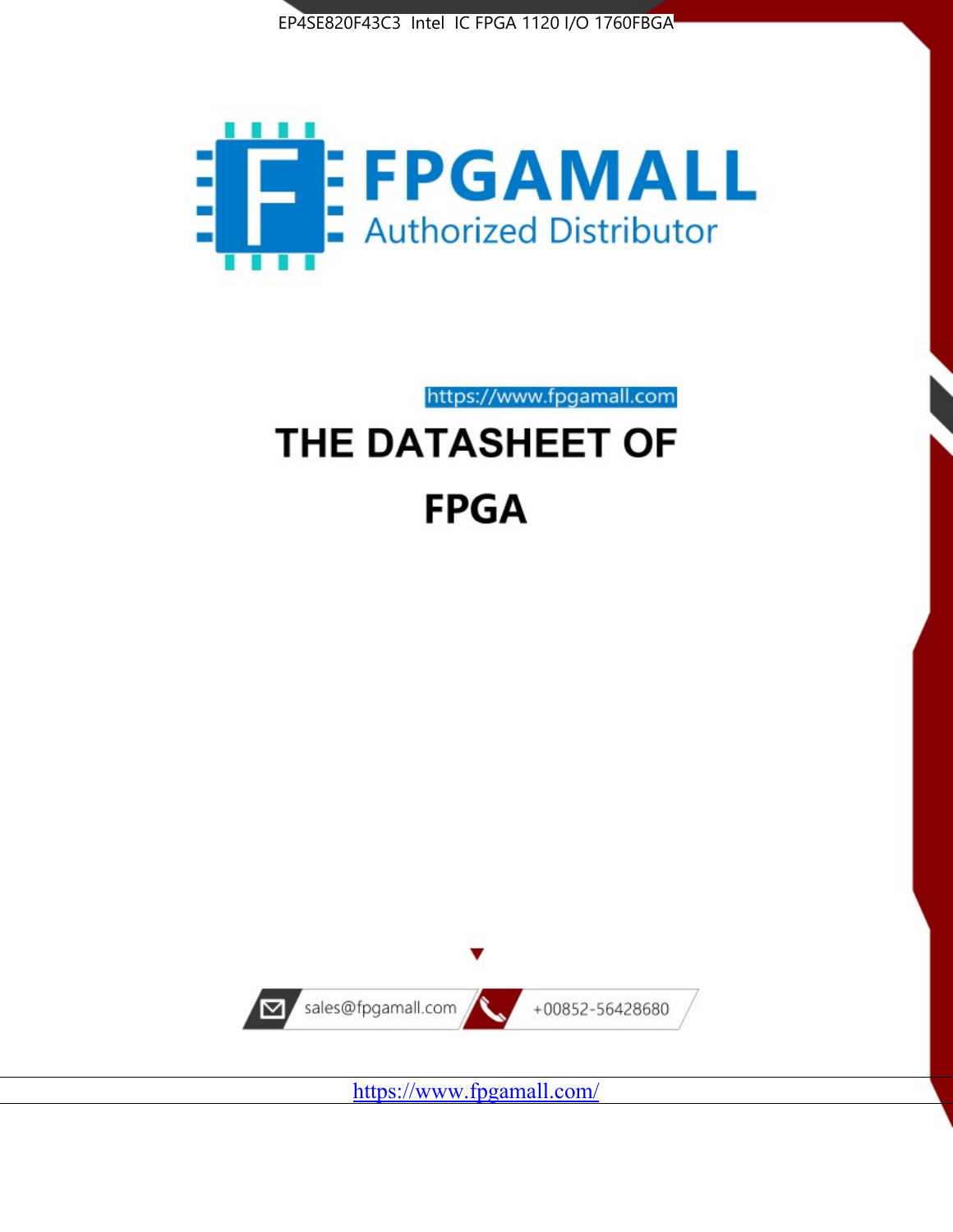EP4SE820F43C3 Intel IC FPGA 1120 I/O 1760FBGA

FPGAMALL

Authorized Distributor

https://www.fpgamall.com

# THE DATASHEET OF

# FPGA

sales@fpgamall.com

+00852-56428680

https://www.fpgamall.com/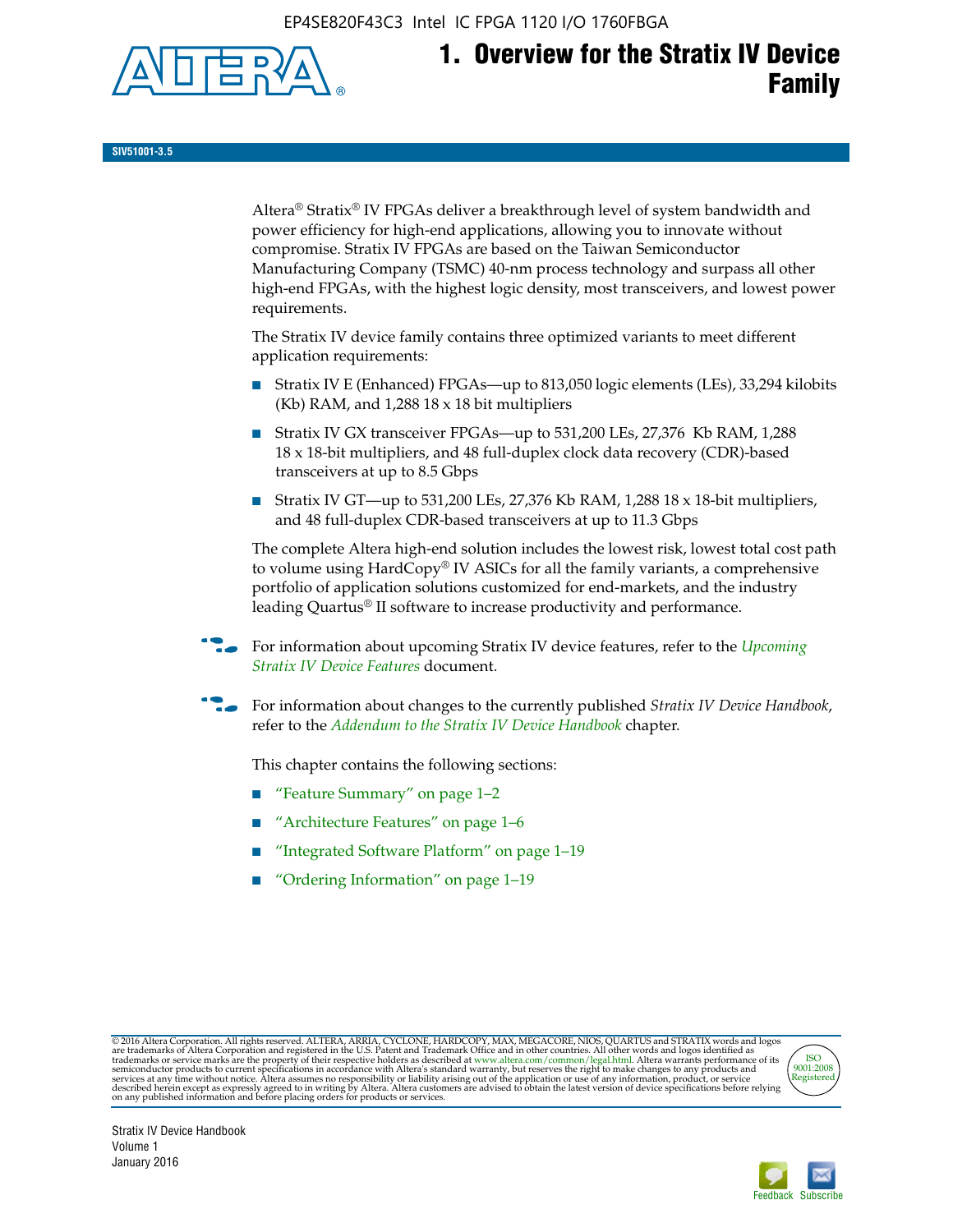# 1. Overview for the Stratix IV Device Family

SIV51001-3.5

Altera® Stratix® IV FPGAs deliver a breakthrough level of system bandwidth and power efficiency for high-end applications, allowing you to innovate without compromise. Stratix IV FPGAs are based on the Taiwan Semiconductor Manufacturing Company (TSMC) 40-nm process technology and surpass all other high-end FPGAs, with the highest logic density, most transceivers, and lowest power requirements.

The Stratix IV device family contains three optimized variants to meet different application requirements:

- Stratix IV E (Enhanced) FPGAs—up to 813,050 logic elements (LEs), 33,294 kilobits (Kb) RAM, and 1,288 18 x 18 bit multipliers
- Stratix IV GX transceiver FPGAs—up to 531,200 LEs, 27,376 Kb RAM, 1,288 18 x 18-bit multipliers, and 48 full-duplex clock data recovery (CDR)-based transceivers at up to 8.5 Gbps
- Stratix IV GT—up to 531,200 LEs, 27,376 Kb RAM, 1,288 18 x 18-bit multipliers, and 48 full-duplex CDR-based transceivers at up to 11.3 Gbps

The complete Altera high-end solution includes the lowest risk, lowest total cost path to volume using HardCopy® IV ASICs for all the family variants, a comprehensive portfolio of application solutions customized for end-markets, and the industry leading Quartus® II software to increase productivity and performance.

For information about upcoming Stratix IV device features, refer to the *Upcoming Stratix IV Device Features* document.

For information about changes to the currently published *Stratix IV Device Handbook*, refer to the *Addendum to the Stratix IV Device Handbook* chapter.

This chapter contains the following sections:

- "Feature Summary" on page 1–2
- "Architecture Features" on page 1–6
- "Integrated Software Platform" on page 1–19
- "Ordering Information" on page 1–19

© 2016 Altera Corporation. All rights reserved. ALTERA, ARRIA, CYCLONE, HARDCOPY, MAX, MEGACORE, NIOS, QUARTUS and STRATIX words and logos are trademarks of Altera Corporation and registered in the U.S. Patent and Trademark Office and in other countries. All other words and logos identified as trademarks or service marks are the property of their respective holders as described at www.altera.com/common/legal.html. Altera warrants performance of its semiconductor products to current specifications in accordance with Altera's standard warranty, but reserves the right to make changes to any products and services at any time without notice. Altera assumes no responsibility or liability arising out of the application or use of any information, product, or service described herein except as expressly agreed to in writing by Altera. Altera customers are advised to obtain the latest version of device specifications before relying on any published information and before placing orders for products or services.

Stratix IV Device Handbook
Volume 1
January 2016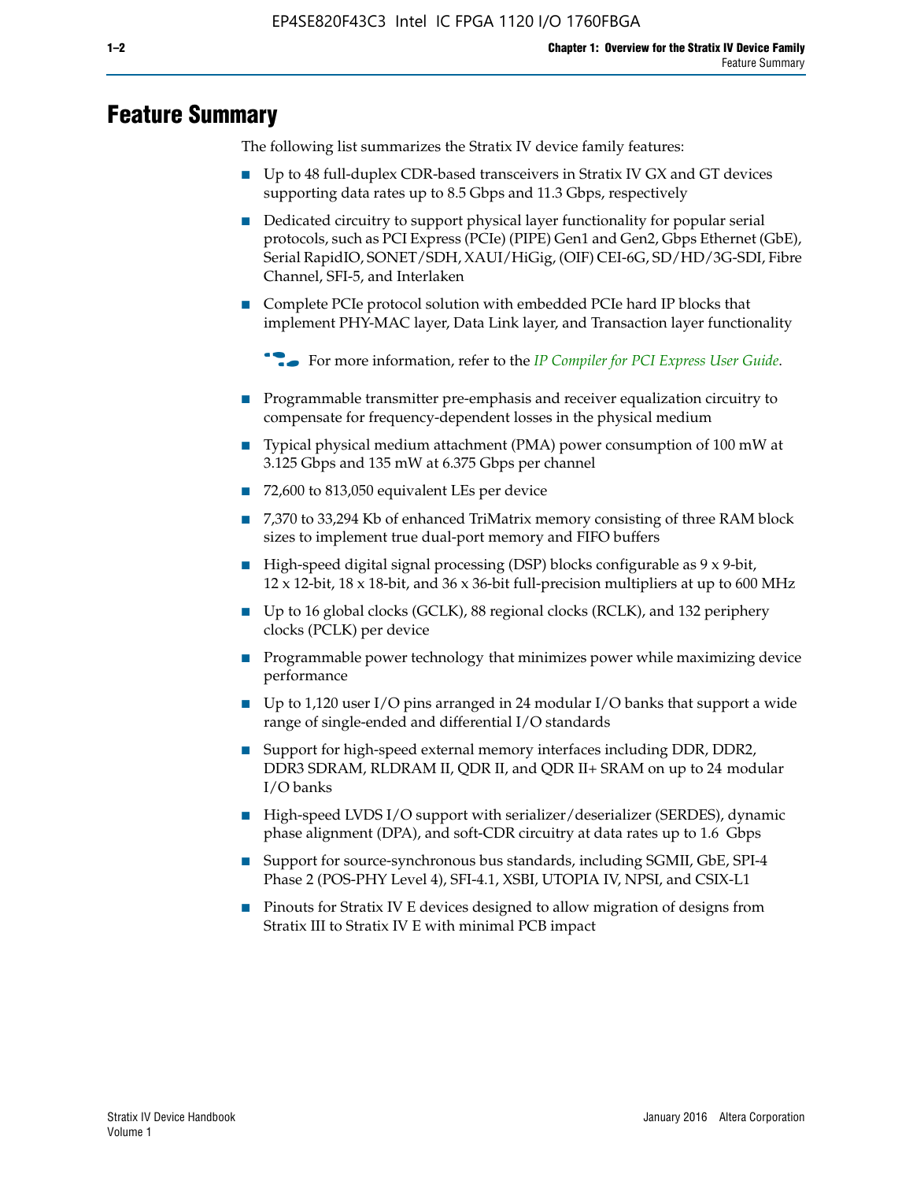# Feature Summary

The following list summarizes the Stratix IV device family features:

- Up to 48 full-duplex CDR-based transceivers in Stratix IV GX and GT devices supporting data rates up to 8.5 Gbps and 11.3 Gbps, respectively
- Dedicated circuitry to support physical layer functionality for popular serial protocols, such as PCI Express (PCIe) (PIPE) Gen1 and Gen2, Gbps Ethernet (GbE), Serial RapidIO, SONET/SDH, XAUI/HiGig, (OIF) CEI-6G, SD/HD/3G-SDI, Fibre Channel, SFI-5, and Interlaken
- Complete PCIe protocol solution with embedded PCIe hard IP blocks that implement PHY-MAC layer, Data Link layer, and Transaction layer functionality

  For more information, refer to the *IP Compiler for PCI Express User Guide*.

- Programmable transmitter pre-emphasis and receiver equalization circuitry to compensate for frequency-dependent losses in the physical medium
- Typical physical medium attachment (PMA) power consumption of 100 mW at 3.125 Gbps and 135 mW at 6.375 Gbps per channel
- 72,600 to 813,050 equivalent LEs per device
- 7,370 to 33,294 Kb of enhanced TriMatrix memory consisting of three RAM block sizes to implement true dual-port memory and FIFO buffers
- High-speed digital signal processing (DSP) blocks configurable as 9 x 9-bit, 12 x 12-bit, 18 x 18-bit, and 36 x 36-bit full-precision multipliers at up to 600 MHz
- Up to 16 global clocks (GCLK), 88 regional clocks (RCLK), and 132 periphery clocks (PCLK) per device
- Programmable power technology that minimizes power while maximizing device performance
- Up to 1,120 user I/O pins arranged in 24 modular I/O banks that support a wide range of single-ended and differential I/O standards
- Support for high-speed external memory interfaces including DDR, DDR2, DDR3 SDRAM, RLDRAM II, QDR II, and QDR II+ SRAM on up to 24 modular I/O banks
- High-speed LVDS I/O support with serializer/deserializer (SERDES), dynamic phase alignment (DPA), and soft-CDR circuitry at data rates up to 1.6 Gbps
- Support for source-synchronous bus standards, including SGMII, GbE, SPI-4 Phase 2 (POS-PHY Level 4), SFI-4.1, XSBI, UTOPIA IV, NPSI, and CSIX-L1
- Pinouts for Stratix IV E devices designed to allow migration of designs from Stratix III to Stratix IV E with minimal PCB impact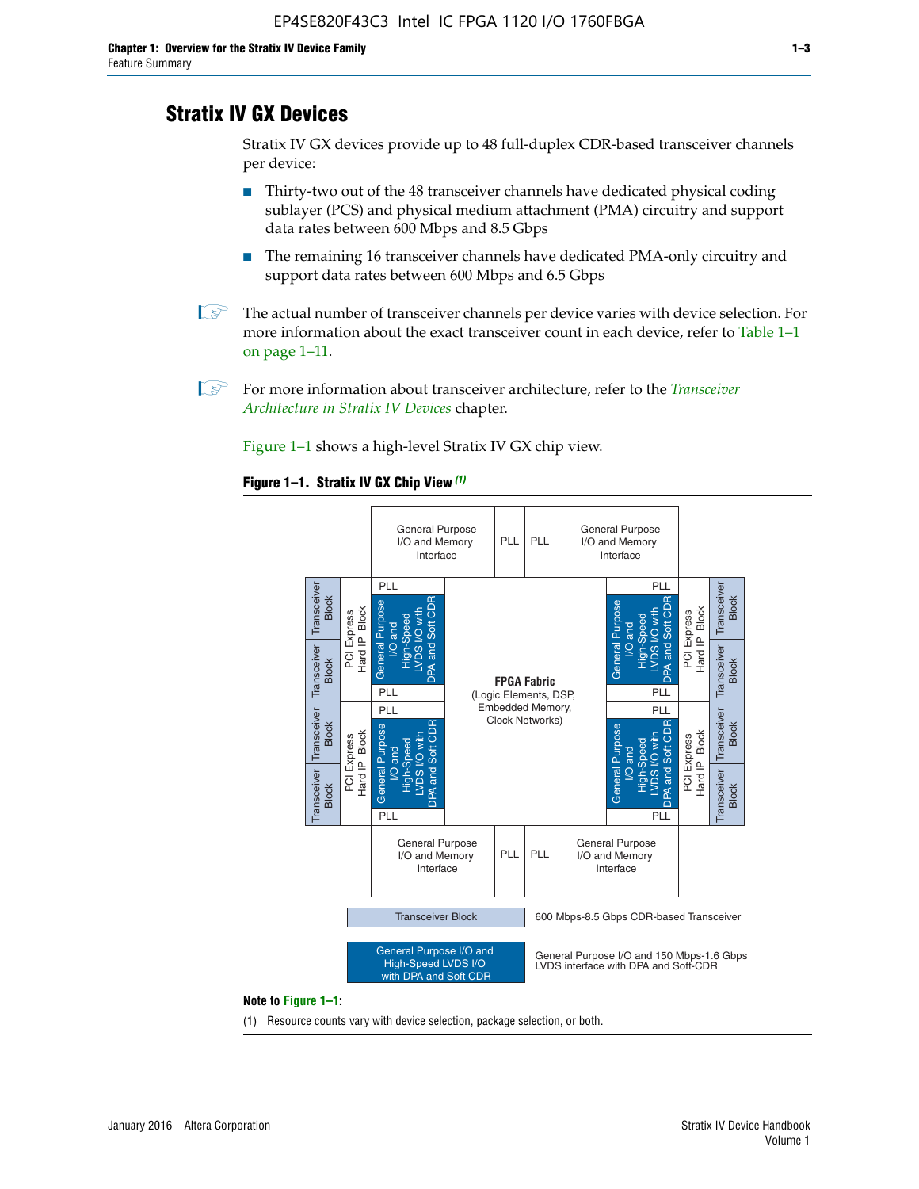## Stratix IV GX Devices

Stratix IV GX devices provide up to 48 full-duplex CDR-based transceiver channels per device:

- Thirty-two out of the 48 transceiver channels have dedicated physical coding sublayer (PCS) and physical medium attachment (PMA) circuitry and support data rates between 600 Mbps and 8.5 Gbps
- The remaining 16 transceiver channels have dedicated PMA-only circuitry and support data rates between 600 Mbps and 6.5 Gbps

The actual number of transceiver channels per device varies with device selection. For more information about the exact transceiver count in each device, refer to Table 1–1 on page 1–11.

For more information about transceiver architecture, refer to the *Transceiver Architecture in Stratix IV Devices* chapter.

Figure 1–1 shows a high-level Stratix IV GX chip view.

**Figure 1–1. Stratix IV GX Chip View** *(1)*

General Purpose I/O and Memory Interface | PLL | PLL | General Purpose I/O and Memory Interface

Transceiver Block | Transceiver Block | PCI Express Hard IP Block | PLL | General Purpose I/O and High-Speed LVDS I/O with DPA and Soft CDR | PLL

FPGA Fabric (Logic Elements, DSP, Embedded Memory, Clock Networks)

General Purpose I/O and Memory Interface | PLL | PLL | General Purpose I/O and Memory Interface

Transceiver Block — 600 Mbps-8.5 Gbps CDR-based Transceiver

General Purpose I/O and High-Speed LVDS I/O with DPA and Soft CDR — General Purpose I/O and 150 Mbps-1.6 Gbps LVDS interface with DPA and Soft-CDR

**Note to Figure 1–1:**

(1) Resource counts vary with device selection, package selection, or both.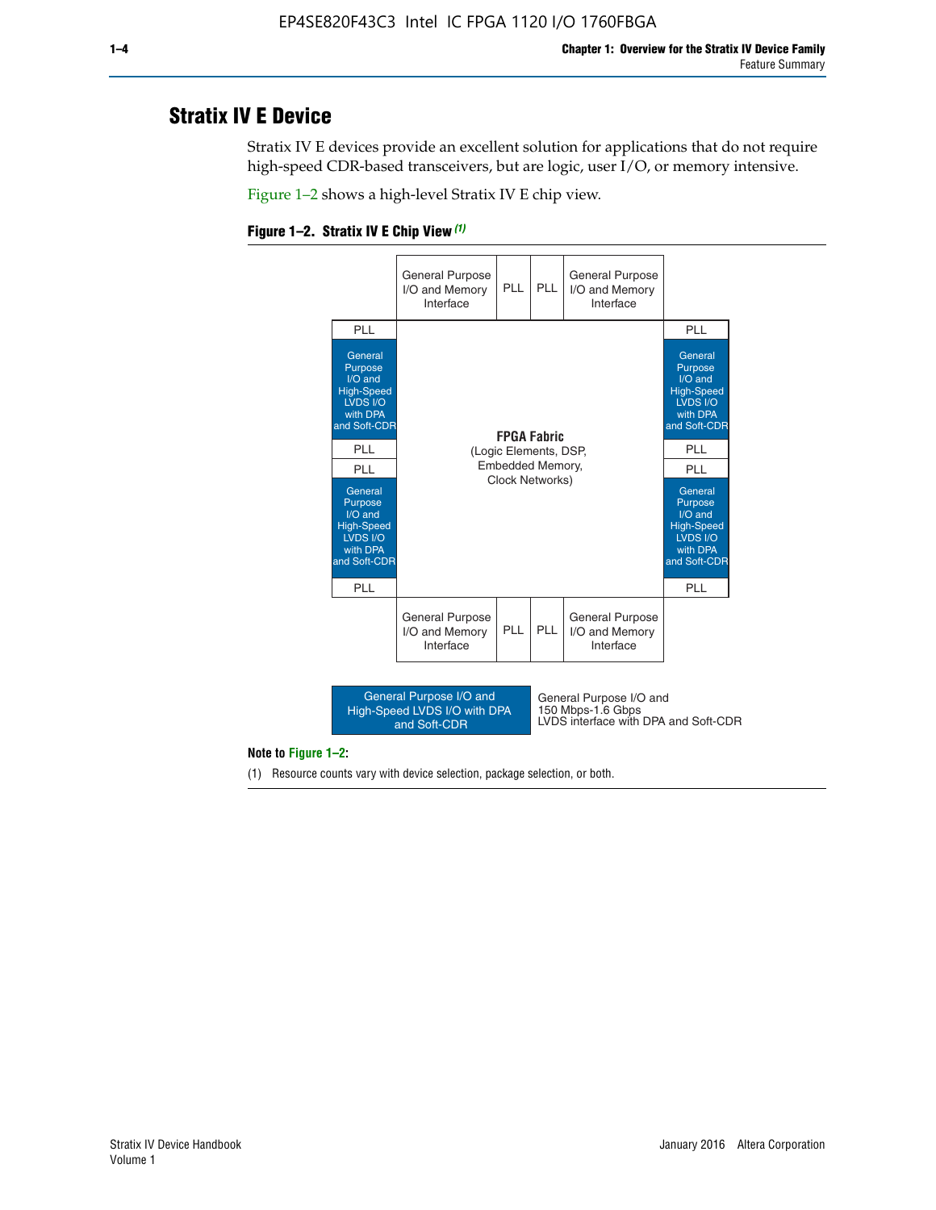## Stratix IV E Device

Stratix IV E devices provide an excellent solution for applications that do not require high-speed CDR-based transceivers, but are logic, user I/O, or memory intensive.

Figure 1–2 shows a high-level Stratix IV E chip view.

**Figure 1–2. Stratix IV E Chip View** *(1)*

| | General Purpose I/O and Memory Interface | PLL | PLL | General Purpose I/O and Memory Interface | |
|---|---|---|---|---|---|
| PLL | | | | | PLL |
| General Purpose I/O and High-Speed LVDS I/O with DPA and Soft-CDR | **FPGA Fabric** (Logic Elements, DSP, Embedded Memory, Clock Networks) | | | | General Purpose I/O and High-Speed LVDS I/O with DPA and Soft-CDR |
| PLL | | | | | PLL |
| PLL | | | | | PLL |
| General Purpose I/O and High-Speed LVDS I/O with DPA and Soft-CDR | | | | | General Purpose I/O and High-Speed LVDS I/O with DPA and Soft-CDR |
| PLL | | | | | PLL |
| | General Purpose I/O and Memory Interface | PLL | PLL | General Purpose I/O and Memory Interface | |

Legend: General Purpose I/O and High-Speed LVDS I/O with DPA and Soft-CDR — General Purpose I/O and 150 Mbps-1.6 Gbps LVDS interface with DPA and Soft-CDR

**Note to Figure 1–2:**

(1) Resource counts vary with device selection, package selection, or both.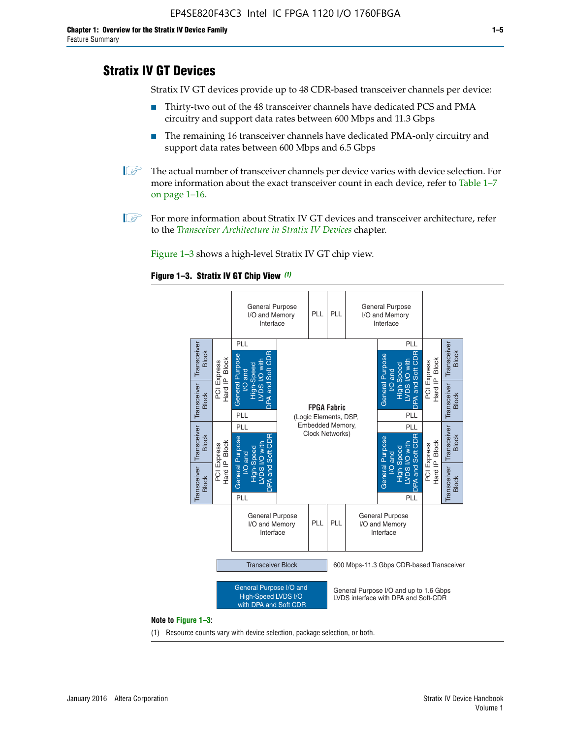## Stratix IV GT Devices

Stratix IV GT devices provide up to 48 CDR-based transceiver channels per device:

- Thirty-two out of the 48 transceiver channels have dedicated PCS and PMA circuitry and support data rates between 600 Mbps and 11.3 Gbps
- The remaining 16 transceiver channels have dedicated PMA-only circuitry and support data rates between 600 Mbps and 6.5 Gbps

The actual number of transceiver channels per device varies with device selection. For more information about the exact transceiver count in each device, refer to Table 1–7 on page 1–16.

For more information about Stratix IV GT devices and transceiver architecture, refer to the *Transceiver Architecture in Stratix IV Devices* chapter.

Figure 1–3 shows a high-level Stratix IV GT chip view.

**Figure 1–3. Stratix IV GT Chip View** *(1)*

General Purpose I/O and Memory Interface | PLL | PLL | General Purpose I/O and Memory Interface

Transceiver Block | Transceiver Block | PCI Express Hard IP Block | PLL | General Purpose I/O and High-Speed LVDS I/O with DPA and Soft CDR | PLL

Transceiver Block | Transceiver Block | PCI Express Hard IP Block | PLL | General Purpose I/O and High-Speed LVDS I/O with DPA and Soft CDR | PLL

**FPGA Fabric** (Logic Elements, DSP, Embedded Memory, Clock Networks)

PLL | General Purpose I/O and High-Speed LVDS I/O with DPA and Soft CDR | PLL | PCI Express Hard IP Block | Transceiver Block | Transceiver Block

PLL | General Purpose I/O and High-Speed LVDS I/O with DPA and Soft CDR | PLL | PCI Express Hard IP Block | Transceiver Block | Transceiver Block

General Purpose I/O and Memory Interface | PLL | PLL | General Purpose I/O and Memory Interface

Transceiver Block: 600 Mbps-11.3 Gbps CDR-based Transceiver

General Purpose I/O and High-Speed LVDS I/O with DPA and Soft CDR: General Purpose I/O and up to 1.6 Gbps LVDS interface with DPA and Soft-CDR

**Note to Figure 1–3:**

(1) Resource counts vary with device selection, package selection, or both.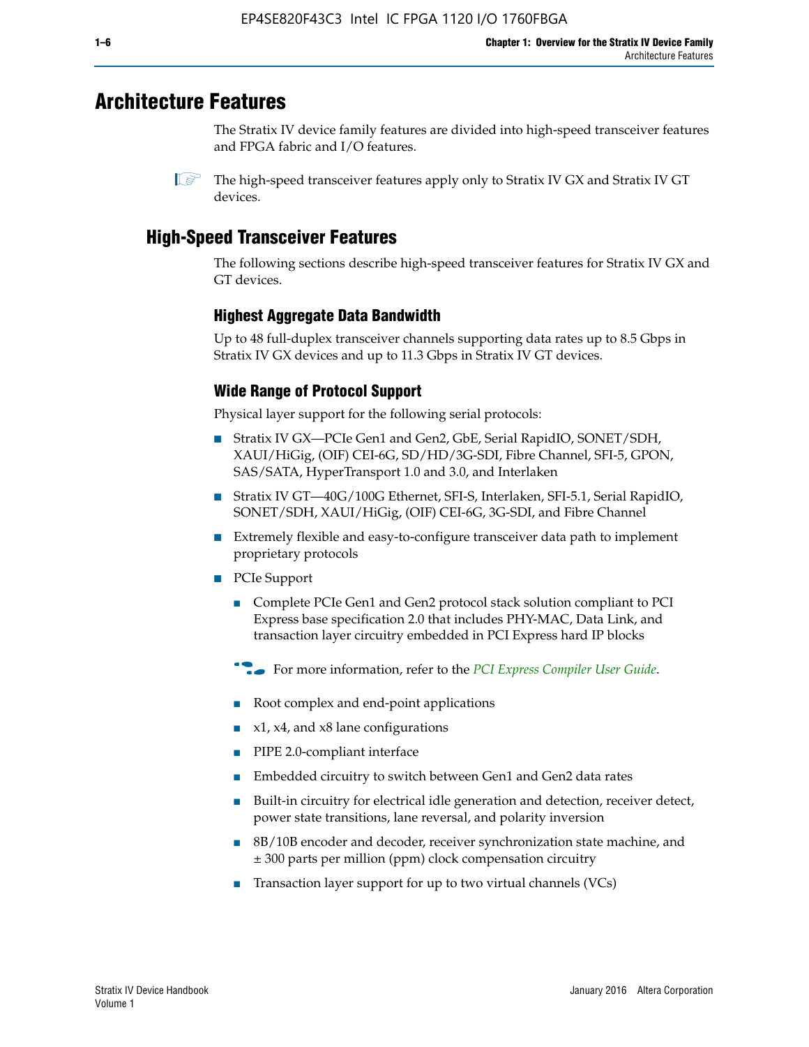# Architecture Features

The Stratix IV device family features are divided into high-speed transceiver features and FPGA fabric and I/O features.

The high-speed transceiver features apply only to Stratix IV GX and Stratix IV GT devices.

## High-Speed Transceiver Features

The following sections describe high-speed transceiver features for Stratix IV GX and GT devices.

### Highest Aggregate Data Bandwidth

Up to 48 full-duplex transceiver channels supporting data rates up to 8.5 Gbps in Stratix IV GX devices and up to 11.3 Gbps in Stratix IV GT devices.

### Wide Range of Protocol Support

Physical layer support for the following serial protocols:

- Stratix IV GX—PCIe Gen1 and Gen2, GbE, Serial RapidIO, SONET/SDH, XAUI/HiGig, (OIF) CEI-6G, SD/HD/3G-SDI, Fibre Channel, SFI-5, GPON, SAS/SATA, HyperTransport 1.0 and 3.0, and Interlaken
- Stratix IV GT—40G/100G Ethernet, SFI-S, Interlaken, SFI-5.1, Serial RapidIO, SONET/SDH, XAUI/HiGig, (OIF) CEI-6G, 3G-SDI, and Fibre Channel
- Extremely flexible and easy-to-configure transceiver data path to implement proprietary protocols
- PCIe Support
  - Complete PCIe Gen1 and Gen2 protocol stack solution compliant to PCI Express base specification 2.0 that includes PHY-MAC, Data Link, and transaction layer circuitry embedded in PCI Express hard IP blocks

  For more information, refer to the *PCI Express Compiler User Guide*.

  - Root complex and end-point applications
  - x1, x4, and x8 lane configurations
  - PIPE 2.0-compliant interface
  - Embedded circuitry to switch between Gen1 and Gen2 data rates
  - Built-in circuitry for electrical idle generation and detection, receiver detect, power state transitions, lane reversal, and polarity inversion
  - 8B/10B encoder and decoder, receiver synchronization state machine, and ± 300 parts per million (ppm) clock compensation circuitry
  - Transaction layer support for up to two virtual channels (VCs)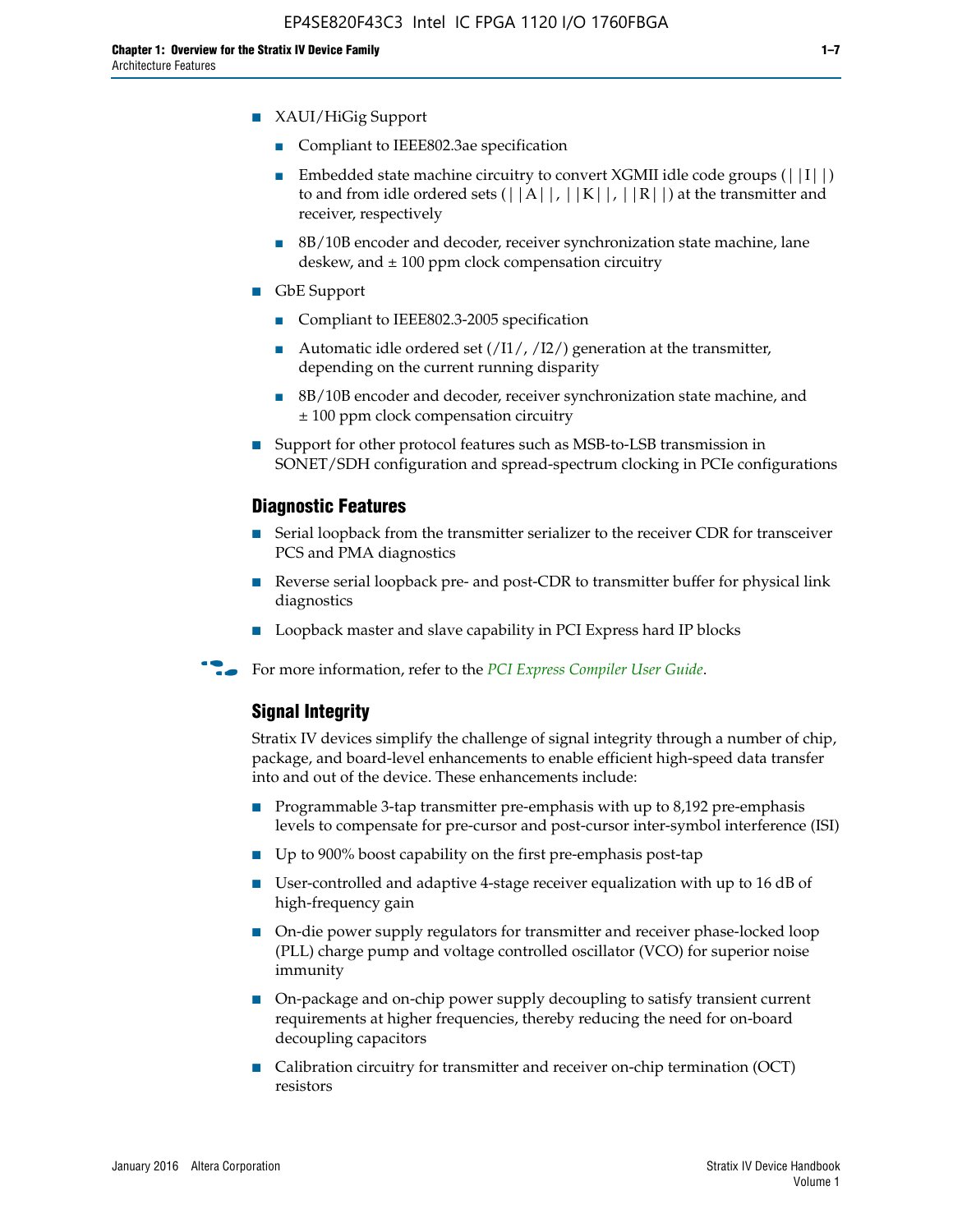- XAUI/HiGig Support
  - Compliant to IEEE802.3ae specification
  - Embedded state machine circuitry to convert XGMII idle code groups (||I||) to and from idle ordered sets (||A||, ||K||, ||R||) at the transmitter and receiver, respectively
  - 8B/10B encoder and decoder, receiver synchronization state machine, lane deskew, and ± 100 ppm clock compensation circuitry
- GbE Support
  - Compliant to IEEE802.3-2005 specification
  - Automatic idle ordered set (/I1/, /I2/) generation at the transmitter, depending on the current running disparity
  - 8B/10B encoder and decoder, receiver synchronization state machine, and ± 100 ppm clock compensation circuitry
- Support for other protocol features such as MSB-to-LSB transmission in SONET/SDH configuration and spread-spectrum clocking in PCIe configurations

### Diagnostic Features

- Serial loopback from the transmitter serializer to the receiver CDR for transceiver PCS and PMA diagnostics
- Reverse serial loopback pre- and post-CDR to transmitter buffer for physical link diagnostics
- Loopback master and slave capability in PCI Express hard IP blocks

For more information, refer to the *PCI Express Compiler User Guide*.

### Signal Integrity

Stratix IV devices simplify the challenge of signal integrity through a number of chip, package, and board-level enhancements to enable efficient high-speed data transfer into and out of the device. These enhancements include:

- Programmable 3-tap transmitter pre-emphasis with up to 8,192 pre-emphasis levels to compensate for pre-cursor and post-cursor inter-symbol interference (ISI)
- Up to 900% boost capability on the first pre-emphasis post-tap
- User-controlled and adaptive 4-stage receiver equalization with up to 16 dB of high-frequency gain
- On-die power supply regulators for transmitter and receiver phase-locked loop (PLL) charge pump and voltage controlled oscillator (VCO) for superior noise immunity
- On-package and on-chip power supply decoupling to satisfy transient current requirements at higher frequencies, thereby reducing the need for on-board decoupling capacitors
- Calibration circuitry for transmitter and receiver on-chip termination (OCT) resistors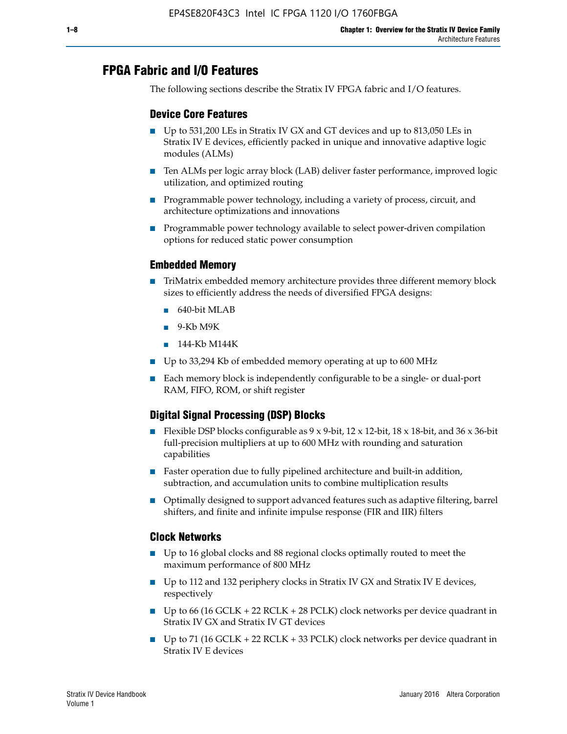## FPGA Fabric and I/O Features

The following sections describe the Stratix IV FPGA fabric and I/O features.

### Device Core Features

- Up to 531,200 LEs in Stratix IV GX and GT devices and up to 813,050 LEs in Stratix IV E devices, efficiently packed in unique and innovative adaptive logic modules (ALMs)
- Ten ALMs per logic array block (LAB) deliver faster performance, improved logic utilization, and optimized routing
- Programmable power technology, including a variety of process, circuit, and architecture optimizations and innovations
- Programmable power technology available to select power-driven compilation options for reduced static power consumption

### Embedded Memory

- TriMatrix embedded memory architecture provides three different memory block sizes to efficiently address the needs of diversified FPGA designs:
  - 640-bit MLAB
  - 9-Kb M9K
  - 144-Kb M144K
- Up to 33,294 Kb of embedded memory operating at up to 600 MHz
- Each memory block is independently configurable to be a single- or dual-port RAM, FIFO, ROM, or shift register

### Digital Signal Processing (DSP) Blocks

- Flexible DSP blocks configurable as 9 x 9-bit, 12 x 12-bit, 18 x 18-bit, and 36 x 36-bit full-precision multipliers at up to 600 MHz with rounding and saturation capabilities
- Faster operation due to fully pipelined architecture and built-in addition, subtraction, and accumulation units to combine multiplication results
- Optimally designed to support advanced features such as adaptive filtering, barrel shifters, and finite and infinite impulse response (FIR and IIR) filters

### Clock Networks

- Up to 16 global clocks and 88 regional clocks optimally routed to meet the maximum performance of 800 MHz
- Up to 112 and 132 periphery clocks in Stratix IV GX and Stratix IV E devices, respectively
- Up to 66 (16 GCLK + 22 RCLK + 28 PCLK) clock networks per device quadrant in Stratix IV GX and Stratix IV GT devices
- Up to 71 (16 GCLK + 22 RCLK + 33 PCLK) clock networks per device quadrant in Stratix IV E devices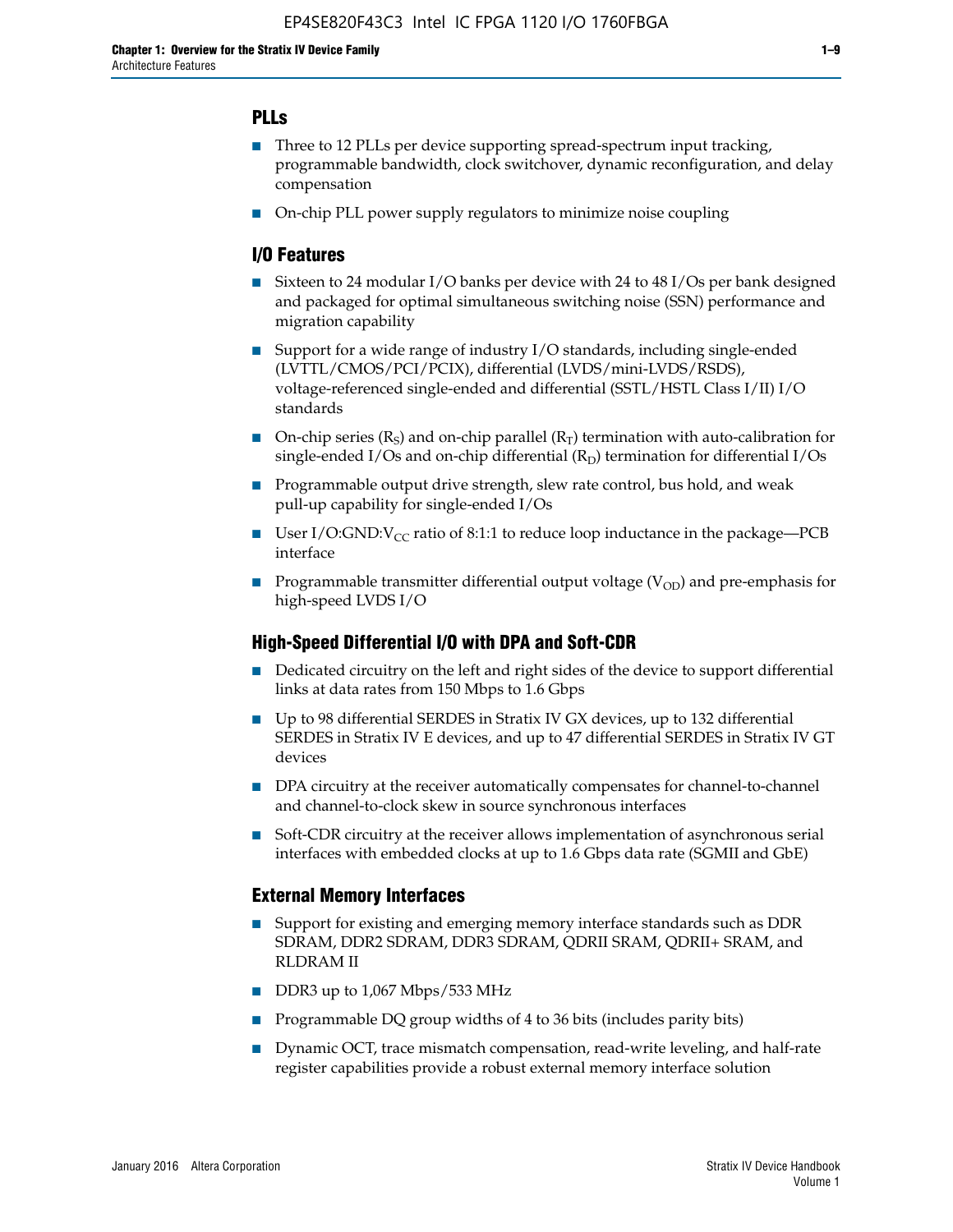## PLLs

- Three to 12 PLLs per device supporting spread-spectrum input tracking, programmable bandwidth, clock switchover, dynamic reconfiguration, and delay compensation
- On-chip PLL power supply regulators to minimize noise coupling

## I/O Features

- Sixteen to 24 modular I/O banks per device with 24 to 48 I/Os per bank designed and packaged for optimal simultaneous switching noise (SSN) performance and migration capability
- Support for a wide range of industry I/O standards, including single-ended (LVTTL/CMOS/PCI/PCIX), differential (LVDS/mini-LVDS/RSDS), voltage-referenced single-ended and differential (SSTL/HSTL Class I/II) I/O standards
- On-chip series ($R_S$) and on-chip parallel ($R_T$) termination with auto-calibration for single-ended I/Os and on-chip differential ($R_D$) termination for differential I/Os
- Programmable output drive strength, slew rate control, bus hold, and weak pull-up capability for single-ended I/Os
- User I/O:GND:$V_{CC}$ ratio of 8:1:1 to reduce loop inductance in the package—PCB interface
- Programmable transmitter differential output voltage ($V_{OD}$) and pre-emphasis for high-speed LVDS I/O

## High-Speed Differential I/O with DPA and Soft-CDR

- Dedicated circuitry on the left and right sides of the device to support differential links at data rates from 150 Mbps to 1.6 Gbps
- Up to 98 differential SERDES in Stratix IV GX devices, up to 132 differential SERDES in Stratix IV E devices, and up to 47 differential SERDES in Stratix IV GT devices
- DPA circuitry at the receiver automatically compensates for channel-to-channel and channel-to-clock skew in source synchronous interfaces
- Soft-CDR circuitry at the receiver allows implementation of asynchronous serial interfaces with embedded clocks at up to 1.6 Gbps data rate (SGMII and GbE)

## External Memory Interfaces

- Support for existing and emerging memory interface standards such as DDR SDRAM, DDR2 SDRAM, DDR3 SDRAM, QDRII SRAM, QDRII+ SRAM, and RLDRAM II
- DDR3 up to 1,067 Mbps/533 MHz
- Programmable DQ group widths of 4 to 36 bits (includes parity bits)
- Dynamic OCT, trace mismatch compensation, read-write leveling, and half-rate register capabilities provide a robust external memory interface solution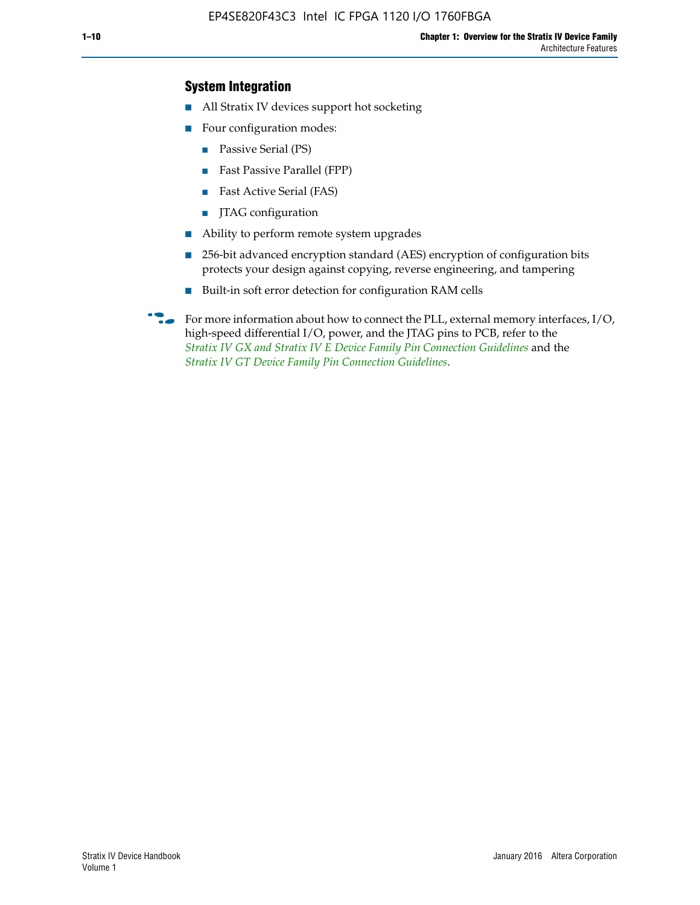### System Integration

- All Stratix IV devices support hot socketing
- Four configuration modes:
  - Passive Serial (PS)
  - Fast Passive Parallel (FPP)
  - Fast Active Serial (FAS)
  - JTAG configuration
- Ability to perform remote system upgrades
- 256-bit advanced encryption standard (AES) encryption of configuration bits protects your design against copying, reverse engineering, and tampering
- Built-in soft error detection for configuration RAM cells

For more information about how to connect the PLL, external memory interfaces, I/O, high-speed differential I/O, power, and the JTAG pins to PCB, refer to the *Stratix IV GX and Stratix IV E Device Family Pin Connection Guidelines* and the *Stratix IV GT Device Family Pin Connection Guidelines*.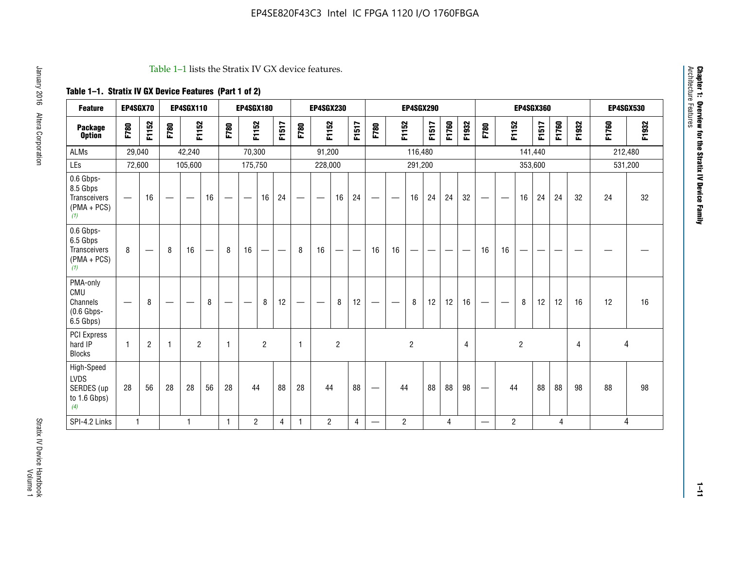Table 1–1 lists the Stratix IV GX device features.

**Table 1–1. Stratix IV GX Device Features (Part 1 of 2)**

| Feature | EP4SGX70 | | EP4SGX110 | | | EP4SGX180 | | | | EP4SGX230 | | | | EP4SGX290 | | | | | | EP4SGX360 | | | | | | EP4SGX530 | |
|---|---|---|---|---|---|---|---|---|---|---|---|---|---|---|---|---|---|---|---|---|---|---|---|---|---|---|---|
| **Package Option** | F780 | F1152 | F780 | F1152 | | F780 | F1152 | | F1517 | F780 | F1152 | | F1517 | F780 | F1152 | | F1517 | F1760 | F1932 | F780 | F1152 | | F1517 | F1760 | F1932 | F1760 | F1932 |
| ALMs | 29,040 | | 42,240 | | | 70,300 | | | | 91,200 | | | | 116,480 | | | | | | 141,440 | | | | | | 212,480 | |
| LEs | 72,600 | | 105,600 | | | 175,750 | | | | 228,000 | | | | 291,200 | | | | | | 353,600 | | | | | | 531,200 | |
| 0.6 Gbps-8.5 Gbps Transceivers (PMA + PCS) (1) | — | 16 | — | — | 16 | — | — | 16 | 24 | — | — | 16 | 24 | — | — | 16 | 24 | 24 | 32 | — | — | 16 | 24 | 24 | 32 | 24 | 32 |
| 0.6 Gbps-6.5 Gbps Transceivers (PMA + PCS) (1) | 8 | — | 8 | 16 | — | 8 | 16 | — | — | 8 | 16 | — | — | 16 | 16 | — | — | — | — | 16 | 16 | — | — | — | — | — | — |
| PMA-only CMU Channels (0.6 Gbps-6.5 Gbps) | — | 8 | — | — | 8 | — | — | 8 | 12 | — | — | 8 | 12 | — | — | 8 | 12 | 12 | 16 | — | — | 8 | 12 | 12 | 16 | 12 | 16 |
| PCI Express hard IP Blocks | 1 | 2 | 1 | 2 | | 1 | 2 | | | 1 | 2 | | | 2 | | | | | 4 | 2 | | | | | 4 | 4 | |
| High-Speed LVDS SERDES (up to 1.6 Gbps) (4) | 28 | 56 | 28 | 28 | 56 | 28 | 44 | | 88 | 28 | 44 | | 88 | — | 44 | | 88 | 88 | 98 | — | 44 | | 88 | 88 | 98 | 88 | 98 |
| SPI-4.2 Links | 1 | | 1 | | | 1 | 2 | | 4 | 1 | 2 | | 4 | — | 2 | | 4 | | | — | 2 | | 4 | | | 4 | |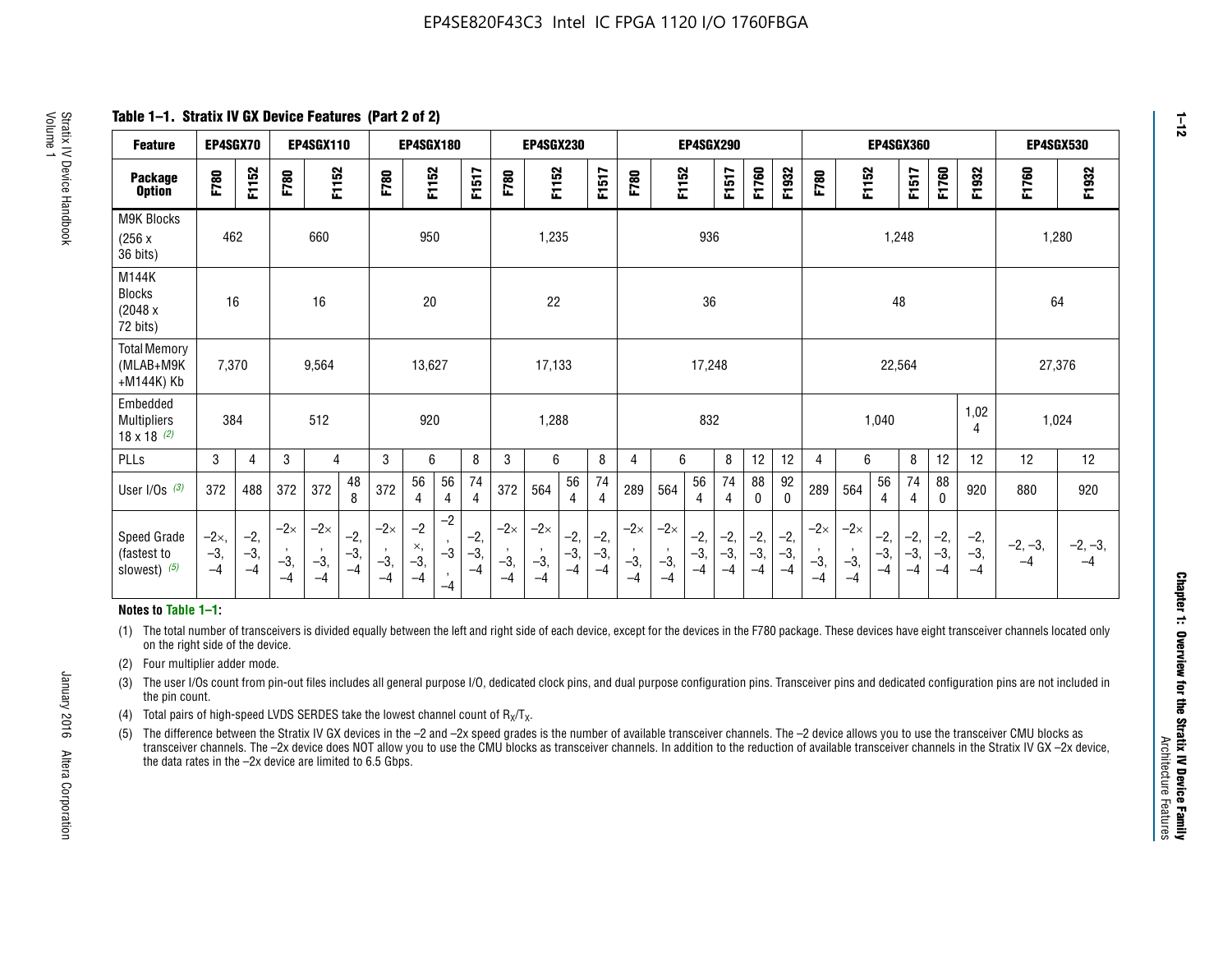## Table 1–1. Stratix IV GX Device Features (Part 2 of 2)

| Feature | EP4SGX70 | | EP4SGX110 | | EP4SGX180 | | | EP4SGX230 | | | EP4SGX290 | | | | | EP4SGX360 | | | | | EP4SGX530 | |
|---|---|---|---|---|---|---|---|---|---|---|---|---|---|---|---|---|---|---|---|---|---|---|
| Package Option | F780 | F1152 | F780 | F1152 | F780 | F1152 | F1517 | F780 | F1152 | F1517 | F780 | F1152 | F1517 | F1760 | F1932 | F780 | F1152 | F1517 | F1760 | F1932 | F1760 | F1932 |
| M9K Blocks (256 x 36 bits) | 462 | | 660 | | 950 | | | 1,235 | | | 936 | | | | | 1,248 | | | | | 1,280 | |
| M144K Blocks (2048 x 72 bits) | 16 | | 16 | | 20 | | | 22 | | | 36 | | | | | 48 | | | | | 64 | |
| Total Memory (MLAB+M9K +M144K) Kb | 7,370 | | 9,564 | | 13,627 | | | 17,133 | | | 17,248 | | | | | 22,564 | | | | | 27,376 | |
| Embedded Multipliers 18 x 18 (2) | 384 | | 512 | | 920 | | | 1,288 | | | 832 | | | | | 1,040 | | | | 1,024 | 1,024 | |
| PLLs | 3 | 4 | 3 | 4 | 3 | 6 | 8 | 3 | 6 | 8 | 4 | 6 | 8 | 12 | 12 | 4 | 6 | 8 | 12 | 12 | 12 | 12 |
| User I/Os (3) | 372 | 488 | 372 | 372 / 488 | 372 | 564 / 564 | 744 | 372 | 564 / 564 | 744 | 289 | 564 / 564 | 744 | 880 | 920 | 289 | 564 / 564 | 744 | 880 | 920 | 880 | 920 |
| Speed Grade (fastest to slowest) (5) | –2×, –3, –4 | –2, –3, –4 | –2×, –3, –4 | –2×, –3, –4 / –2, –3, –4 | –2×, –3, –4 | –2×, –3, –4 / –2, –3, –4 | –2, –3, –4 | –2×, –3, –4 | –2×, –3, –4 / –2, –3, –4 | –2, –3, –4 | –2×, –3, –4 | –2×, –3, –4 / –2, –3, –4 | –2, –3, –4 | –2, –3, –4 | –2, –3, –4 | –2×, –3, –4 | –2×, –3, –4 / –2, –3, –4 | –2, –3, –4 | –2, –3, –4 | –2, –3, –4 | –2, –3, –4 | –2, –3, –4 |

**Notes to Table 1–1:**

(1) The total number of transceivers is divided equally between the left and right side of each device, except for the devices in the F780 package. These devices have eight transceiver channels located only on the right side of the device.

(2) Four multiplier adder mode.

(3) The user I/Os count from pin-out files includes all general purpose I/O, dedicated clock pins, and dual purpose configuration pins. Transceiver pins and dedicated configuration pins are not included in the pin count.

(4) Total pairs of high-speed LVDS SERDES take the lowest channel count of $R_X/T_X$.

(5) The difference between the Stratix IV GX devices in the –2 and –2x speed grades is the number of available transceiver channels. The –2 device allows you to use the transceiver CMU blocks as transceiver channels. The –2x device does NOT allow you to use the CMU blocks as transceiver channels. In addition to the reduction of available transceiver channels in the Stratix IV GX –2x device, the data rates in the –2x device are limited to 6.5 Gbps.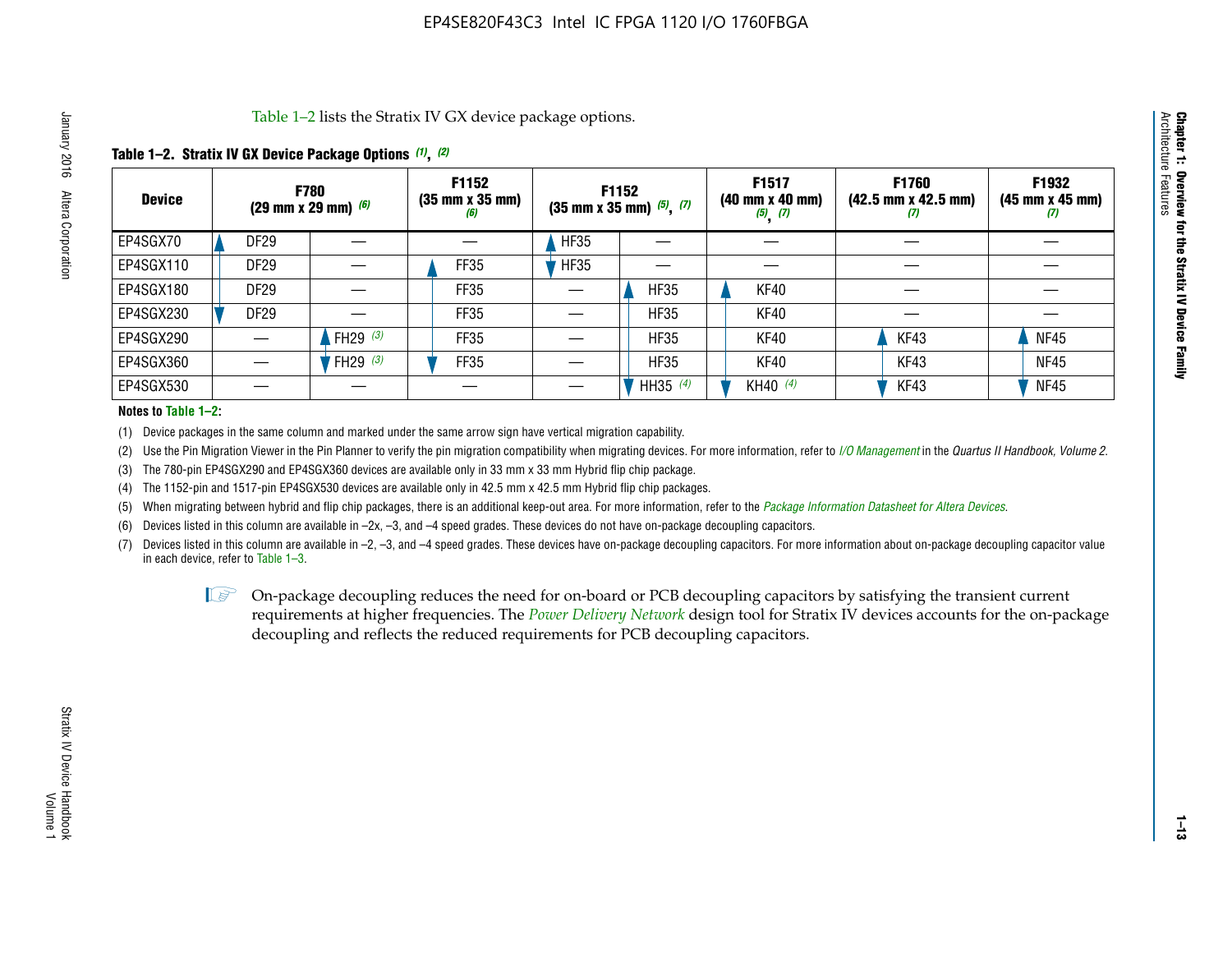Table 1–2 lists the Stratix IV GX device package options.

**Table 1–2. Stratix IV GX Device Package Options (1), (2)**

| Device | F780 (29 mm x 29 mm) (6) | | F1152 (35 mm x 35 mm) (6) | F1152 (35 mm x 35 mm) (5), (7) | | F1517 (40 mm x 40 mm) (5), (7) | F1760 (42.5 mm x 42.5 mm) (7) | F1932 (45 mm x 45 mm) (7) |
|---|---|---|---|---|---|---|---|---|
| EP4SGX70 | DF29 | — | — | HF35 | — | — | — | — |
| EP4SGX110 | DF29 | — | FF35 | HF35 | — | — | — | — |
| EP4SGX180 | DF29 | — | FF35 | — | HF35 | KF40 | — | — |
| EP4SGX230 | DF29 | — | FF35 | — | HF35 | KF40 | — | — |
| EP4SGX290 | — | FH29 (3) | FF35 | — | HF35 | KF40 | KF43 | NF45 |
| EP4SGX360 | — | FH29 (3) | FF35 | — | HF35 | KF40 | KF43 | NF45 |
| EP4SGX530 | — | — | — | — | HH35 (4) | KH40 (4) | KF43 | NF45 |

**Notes to Table 1–2:**

(1) Device packages in the same column and marked under the same arrow sign have vertical migration capability.

(2) Use the Pin Migration Viewer in the Pin Planner to verify the pin migration compatibility when migrating devices. For more information, refer to *I/O Management* in the *Quartus II Handbook, Volume 2*.

(3) The 780-pin EP4SGX290 and EP4SGX360 devices are available only in 33 mm x 33 mm Hybrid flip chip package.

(4) The 1152-pin and 1517-pin EP4SGX530 devices are available only in 42.5 mm x 42.5 mm Hybrid flip chip packages.

(5) When migrating between hybrid and flip chip packages, there is an additional keep-out area. For more information, refer to the *Package Information Datasheet for Altera Devices*.

(6) Devices listed in this column are available in –2x, –3, and –4 speed grades. These devices do not have on-package decoupling capacitors.

(7) Devices listed in this column are available in –2, –3, and –4 speed grades. These devices have on-package decoupling capacitors. For more information about on-package decoupling capacitor value in each device, refer to Table 1–3.

On-package decoupling reduces the need for on-board or PCB decoupling capacitors by satisfying the transient current requirements at higher frequencies. The *Power Delivery Network* design tool for Stratix IV devices accounts for the on-package decoupling and reflects the reduced requirements for PCB decoupling capacitors.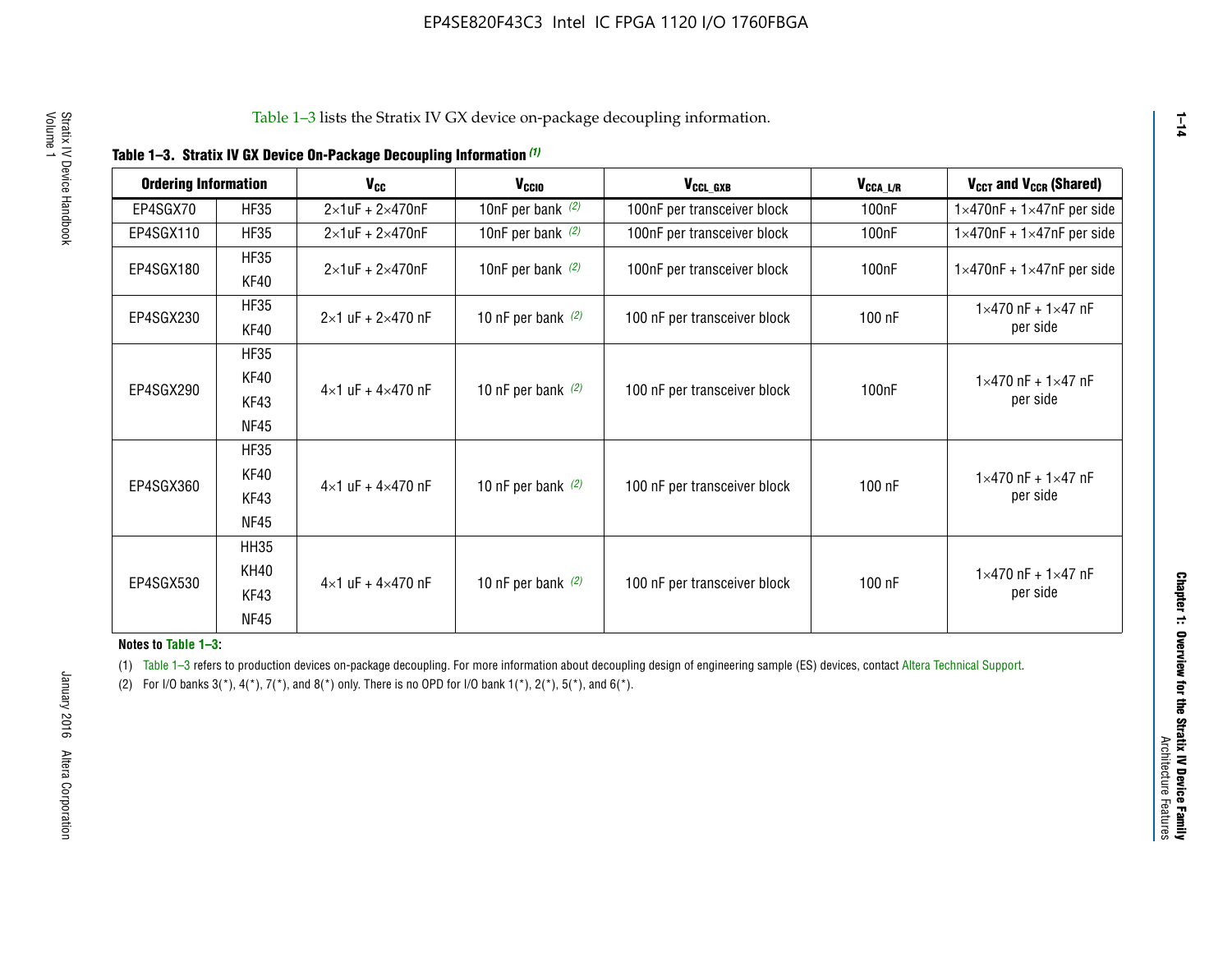Table 1–3 lists the Stratix IV GX device on-package decoupling information.

**Table 1–3. Stratix IV GX Device On-Package Decoupling Information (1)**

| Ordering Information | | $V_{CC}$ | $V_{CCIO}$ | $V_{CCL\_GXB}$ | $V_{CCA\_L/R}$ | $V_{CCT}$ and $V_{CCR}$ (Shared) |
|---|---|---|---|---|---|---|
| EP4SGX70 | HF35 | 2×1uF + 2×470nF | 10nF per bank (2) | 100nF per transceiver block | 100nF | 1×470nF + 1×47nF per side |
| EP4SGX110 | HF35 | 2×1uF + 2×470nF | 10nF per bank (2) | 100nF per transceiver block | 100nF | 1×470nF + 1×47nF per side |
| EP4SGX180 | HF35<br>KF40 | 2×1uF + 2×470nF | 10nF per bank (2) | 100nF per transceiver block | 100nF | 1×470nF + 1×47nF per side |
| EP4SGX230 | HF35<br>KF40 | 2×1 uF + 2×470 nF | 10 nF per bank (2) | 100 nF per transceiver block | 100 nF | 1×470 nF + 1×47 nF per side |
| EP4SGX290 | HF35<br>KF40<br>KF43<br>NF45 | 4×1 uF + 4×470 nF | 10 nF per bank (2) | 100 nF per transceiver block | 100nF | 1×470 nF + 1×47 nF per side |
| EP4SGX360 | HF35<br>KF40<br>KF43<br>NF45 | 4×1 uF + 4×470 nF | 10 nF per bank (2) | 100 nF per transceiver block | 100 nF | 1×470 nF + 1×47 nF per side |
| EP4SGX530 | HH35<br>KH40<br>KF43<br>NF45 | 4×1 uF + 4×470 nF | 10 nF per bank (2) | 100 nF per transceiver block | 100 nF | 1×470 nF + 1×47 nF per side |

**Notes to Table 1–3:**

(1) Table 1–3 refers to production devices on-package decoupling. For more information about decoupling design of engineering sample (ES) devices, contact Altera Technical Support.

(2) For I/O banks 3(*), 4(*), 7(*), and 8(*) only. There is no OPD for I/O bank 1(*), 2(*), 5(*), and 6(*).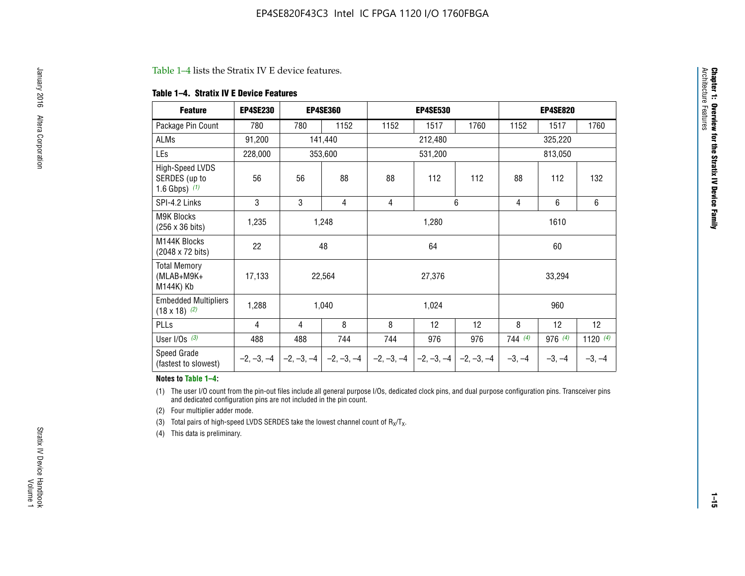Table 1–4 lists the Stratix IV E device features.

**Table 1–4. Stratix IV E Device Features**

| Feature | EP4SE230 | EP4SE360 | | EP4SE530 | | | EP4SE820 | | |
|---|---|---|---|---|---|---|---|---|---|
| Package Pin Count | 780 | 780 | 1152 | 1152 | 1517 | 1760 | 1152 | 1517 | 1760 |
| ALMs | 91,200 | 141,440 | | 212,480 | | | 325,220 | | |
| LEs | 228,000 | 353,600 | | 531,200 | | | 813,050 | | |
| High-Speed LVDS SERDES (up to 1.6 Gbps) *(1)* | 56 | 56 | 88 | 88 | 112 | 112 | 88 | 112 | 132 |
| SPI-4.2 Links | 3 | 3 | 4 | 4 | 6 | | 4 | 6 | 6 |
| M9K Blocks (256 x 36 bits) | 1,235 | 1,248 | | 1,280 | | | 1610 | | |
| M144K Blocks (2048 x 72 bits) | 22 | 48 | | 64 | | | 60 | | |
| Total Memory (MLAB+M9K+ M144K) Kb | 17,133 | 22,564 | | 27,376 | | | 33,294 | | |
| Embedded Multipliers (18 x 18) *(2)* | 1,288 | 1,040 | | 1,024 | | | 960 | | |
| PLLs | 4 | 4 | 8 | 8 | 12 | 12 | 8 | 12 | 12 |
| User I/Os *(3)* | 488 | 488 | 744 | 744 | 976 | 976 | 744 *(4)* | 976 *(4)* | 1120 *(4)* |
| Speed Grade (fastest to slowest) | –2, –3, –4 | –2, –3, –4 | –2, –3, –4 | –2, –3, –4 | –2, –3, –4 | –2, –3, –4 | –3, –4 | –3, –4 | –3, –4 |

**Notes to Table 1–4:**

(1) The user I/O count from the pin-out files include all general purpose I/Os, dedicated clock pins, and dual purpose configuration pins. Transceiver pins and dedicated configuration pins are not included in the pin count.

(2) Four multiplier adder mode.

(3) Total pairs of high-speed LVDS SERDES take the lowest channel count of $R_X/T_X$.

(4) This data is preliminary.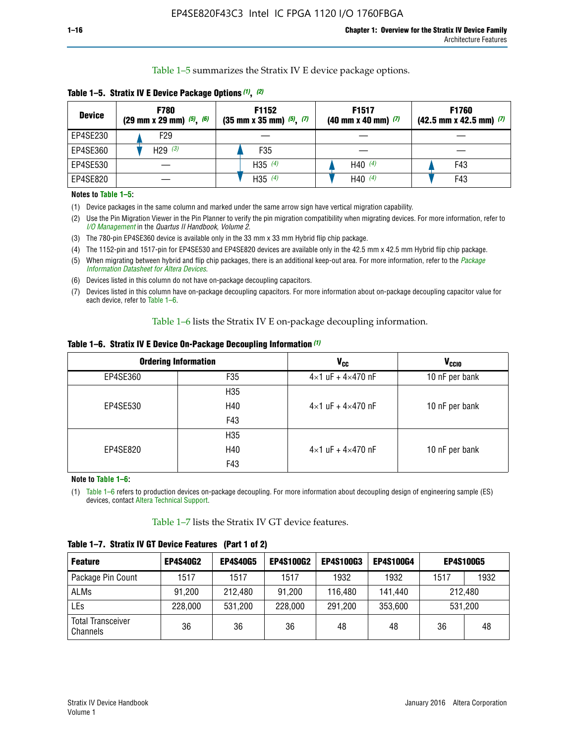Table 1–5 summarizes the Stratix IV E device package options.

**Table 1–5. Stratix IV E Device Package Options (1), (2)**

| Device | F780 (29 mm x 29 mm) (5), (6) | F1152 (35 mm x 35 mm) (5), (7) | F1517 (40 mm x 40 mm) (7) | F1760 (42.5 mm x 42.5 mm) (7) |
|---|---|---|---|---|
| EP4SE230 | F29 | — | — | — |
| EP4SE360 | H29 (3) | F35 | — | — |
| EP4SE530 | — | H35 (4) | H40 (4) | F43 |
| EP4SE820 | — | H35 (4) | H40 (4) | F43 |

**Notes to Table 1–5:**

(1) Device packages in the same column and marked under the same arrow sign have vertical migration capability.

(2) Use the Pin Migration Viewer in the Pin Planner to verify the pin migration compatibility when migrating devices. For more information, refer to *I/O Management* in the *Quartus II Handbook, Volume 2*.

(3) The 780-pin EP4SE360 device is available only in the 33 mm x 33 mm Hybrid flip chip package.

(4) The 1152-pin and 1517-pin for EP4SE530 and EP4SE820 devices are available only in the 42.5 mm x 42.5 mm Hybrid flip chip package.

(5) When migrating between hybrid and flip chip packages, there is an additional keep-out area. For more information, refer to the *Package Information Datasheet for Altera Devices*.

(6) Devices listed in this column do not have on-package decoupling capacitors.

(7) Devices listed in this column have on-package decoupling capacitors. For more information about on-package decoupling capacitor value for each device, refer to Table 1–6.

Table 1–6 lists the Stratix IV E on-package decoupling information.

**Table 1–6. Stratix IV E Device On-Package Decoupling Information (1)**

| Ordering Information | | $V_{CC}$ | $V_{CCIO}$ |
|---|---|---|---|
| EP4SE360 | F35 | 4×1 uF + 4×470 nF | 10 nF per bank |
| EP4SE530 | H35<br>H40<br>F43 | 4×1 uF + 4×470 nF | 10 nF per bank |
| EP4SE820 | H35<br>H40<br>F43 | 4×1 uF + 4×470 nF | 10 nF per bank |

**Note to Table 1–6:**

(1) Table 1–6 refers to production devices on-package decoupling. For more information about decoupling design of engineering sample (ES) devices, contact Altera Technical Support.

Table 1–7 lists the Stratix IV GT device features.

**Table 1–7. Stratix IV GT Device Features (Part 1 of 2)**

| Feature | EP4S40G2 | EP4S40G5 | EP4S100G2 | EP4S100G3 | EP4S100G4 | EP4S100G5 | |
|---|---|---|---|---|---|---|---|
| Package Pin Count | 1517 | 1517 | 1517 | 1932 | 1932 | 1517 | 1932 |
| ALMs | 91,200 | 212,480 | 91,200 | 116,480 | 141,440 | 212,480 | |
| LEs | 228,000 | 531,200 | 228,000 | 291,200 | 353,600 | 531,200 | |
| Total Transceiver Channels | 36 | 36 | 36 | 48 | 48 | 36 | 48 |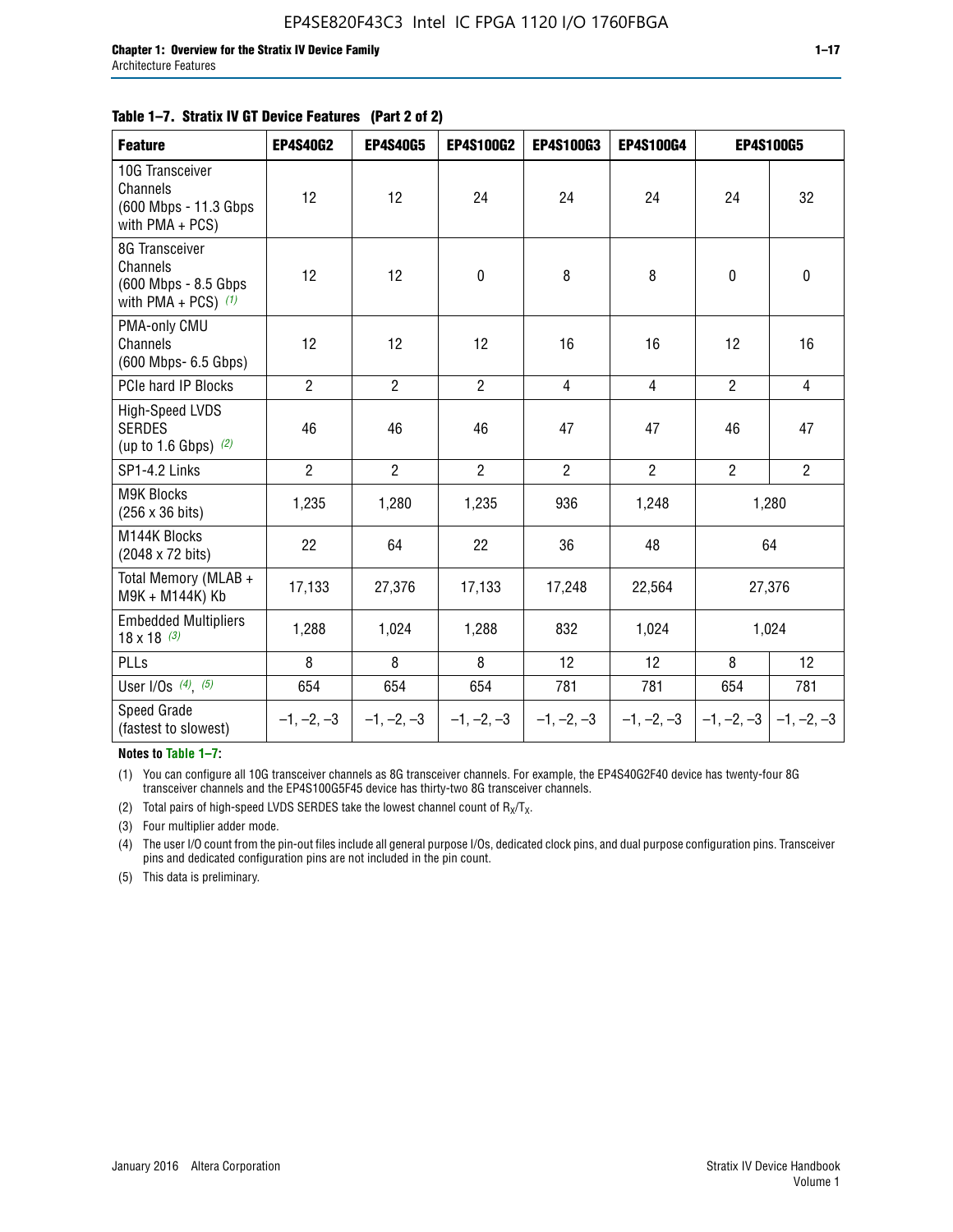**Table 1–7. Stratix IV GT Device Features (Part 2 of 2)**

| Feature | EP4S40G2 | EP4S40G5 | EP4S100G2 | EP4S100G3 | EP4S100G4 | EP4S100G5 | |
|---|---|---|---|---|---|---|---|
| 10G Transceiver Channels (600 Mbps - 11.3 Gbps with PMA + PCS) | 12 | 12 | 24 | 24 | 24 | 24 | 32 |
| 8G Transceiver Channels (600 Mbps - 8.5 Gbps with PMA + PCS) *(1)* | 12 | 12 | 0 | 8 | 8 | 0 | 0 |
| PMA-only CMU Channels (600 Mbps- 6.5 Gbps) | 12 | 12 | 12 | 16 | 16 | 12 | 16 |
| PCIe hard IP Blocks | 2 | 2 | 2 | 4 | 4 | 2 | 4 |
| High-Speed LVDS SERDES (up to 1.6 Gbps) *(2)* | 46 | 46 | 46 | 47 | 47 | 46 | 47 |
| SP1-4.2 Links | 2 | 2 | 2 | 2 | 2 | 2 | 2 |
| M9K Blocks (256 x 36 bits) | 1,235 | 1,280 | 1,235 | 936 | 1,248 | 1,280 | |
| M144K Blocks (2048 x 72 bits) | 22 | 64 | 22 | 36 | 48 | 64 | |
| Total Memory (MLAB + M9K + M144K) Kb | 17,133 | 27,376 | 17,133 | 17,248 | 22,564 | 27,376 | |
| Embedded Multipliers 18 x 18 *(3)* | 1,288 | 1,024 | 1,288 | 832 | 1,024 | 1,024 | |
| PLLs | 8 | 8 | 8 | 12 | 12 | 8 | 12 |
| User I/Os *(4)*, *(5)* | 654 | 654 | 654 | 781 | 781 | 654 | 781 |
| Speed Grade (fastest to slowest) | –1, –2, –3 | –1, –2, –3 | –1, –2, –3 | –1, –2, –3 | –1, –2, –3 | –1, –2, –3 | –1, –2, –3 |

**Notes to Table 1–7:**

(1) You can configure all 10G transceiver channels as 8G transceiver channels. For example, the EP4S40G2F40 device has twenty-four 8G transceiver channels and the EP4S100G5F45 device has thirty-two 8G transceiver channels.

(2) Total pairs of high-speed LVDS SERDES take the lowest channel count of $R_X/T_X$.

(3) Four multiplier adder mode.

(4) The user I/O count from the pin-out files include all general purpose I/Os, dedicated clock pins, and dual purpose configuration pins. Transceiver pins and dedicated configuration pins are not included in the pin count.

(5) This data is preliminary.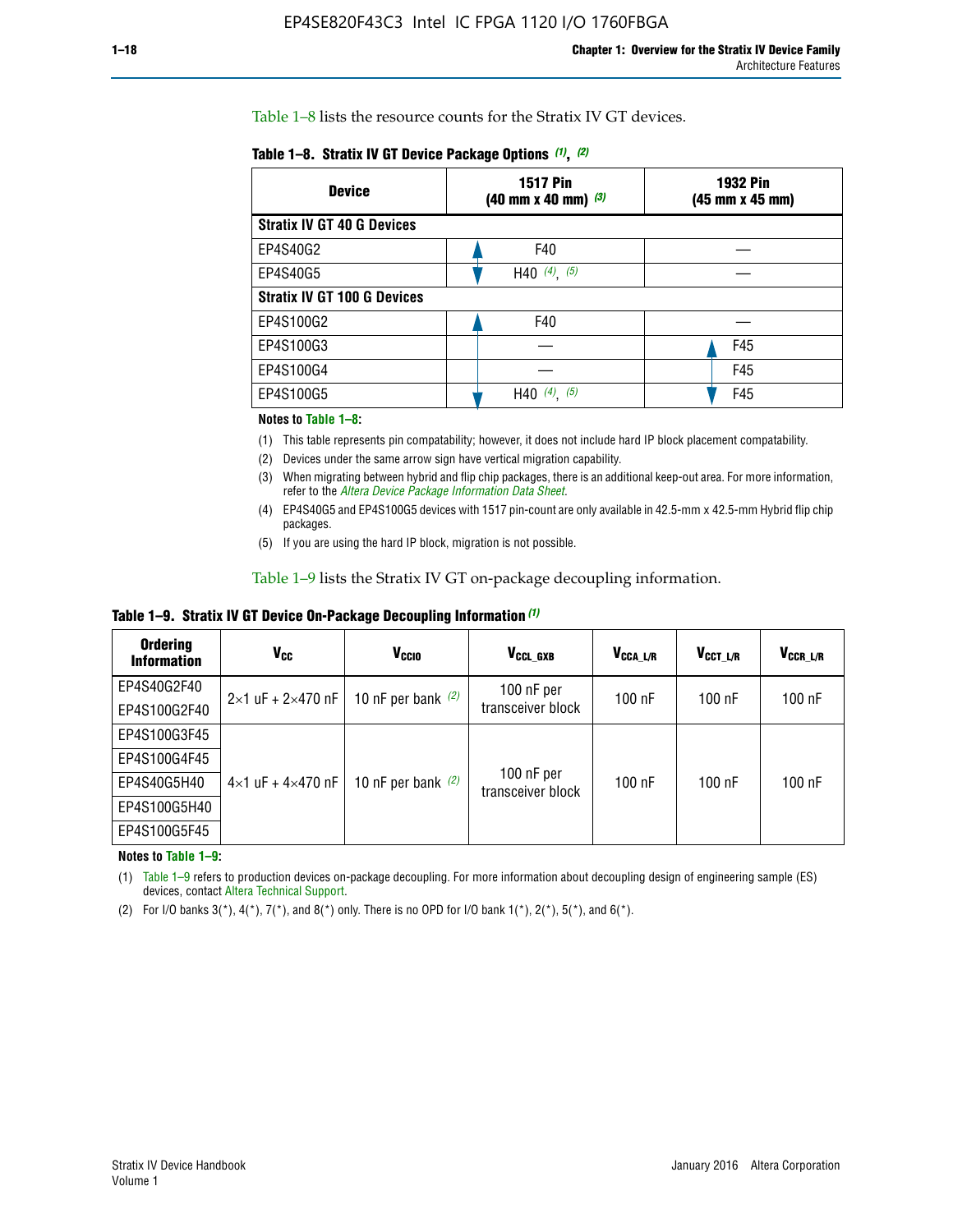Table 1–8 lists the resource counts for the Stratix IV GT devices.

**Table 1–8. Stratix IV GT Device Package Options (1), (2)**

| Device | 1517 Pin (40 mm x 40 mm) (3) | 1932 Pin (45 mm x 45 mm) |
|---|---|---|
| **Stratix IV GT 40 G Devices** | | |
| EP4S40G2 | F40 | — |
| EP4S40G5 | H40 (4), (5) | — |
| **Stratix IV GT 100 G Devices** | | |
| EP4S100G2 | F40 | — |
| EP4S100G3 | — | F45 |
| EP4S100G4 | — | F45 |
| EP4S100G5 | H40 (4), (5) | F45 |

**Notes to Table 1–8:**

(1) This table represents pin compatability; however, it does not include hard IP block placement compatability.

(2) Devices under the same arrow sign have vertical migration capability.

(3) When migrating between hybrid and flip chip packages, there is an additional keep-out area. For more information, refer to the *Altera Device Package Information Data Sheet*.

(4) EP4S40G5 and EP4S100G5 devices with 1517 pin-count are only available in 42.5-mm x 42.5-mm Hybrid flip chip packages.

(5) If you are using the hard IP block, migration is not possible.

Table 1–9 lists the Stratix IV GT on-package decoupling information.

**Table 1–9. Stratix IV GT Device On-Package Decoupling Information (1)**

| Ordering Information | $V_{CC}$ | $V_{CCIO}$ | $V_{CCL\_GXB}$ | $V_{CCA\_L/R}$ | $V_{CCT\_L/R}$ | $V_{CCR\_L/R}$ |
|---|---|---|---|---|---|---|
| EP4S40G2F40 | 2×1 uF + 2×470 nF | 10 nF per bank (2) | 100 nF per transceiver block | 100 nF | 100 nF | 100 nF |
| EP4S100G2F40 | | | | | | |
| EP4S100G3F45 | 4×1 uF + 4×470 nF | 10 nF per bank (2) | 100 nF per transceiver block | 100 nF | 100 nF | 100 nF |
| EP4S100G4F45 | | | | | | |
| EP4S40G5H40 | | | | | | |
| EP4S100G5H40 | | | | | | |
| EP4S100G5F45 | | | | | | |

**Notes to Table 1–9:**

(1) Table 1–9 refers to production devices on-package decoupling. For more information about decoupling design of engineering sample (ES) devices, contact Altera Technical Support.

(2) For I/O banks 3(*), 4(*), 7(*), and 8(*) only. There is no OPD for I/O bank 1(*), 2(*), 5(*), and 6(*).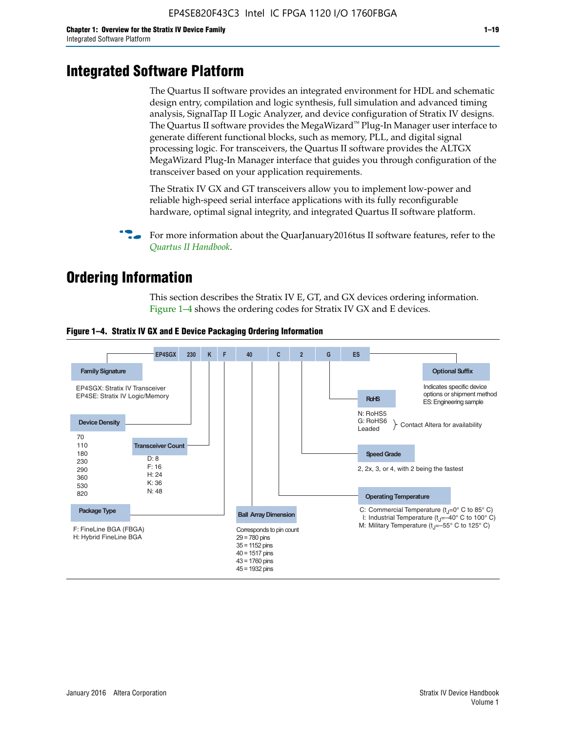# Integrated Software Platform

The Quartus II software provides an integrated environment for HDL and schematic design entry, compilation and logic synthesis, full simulation and advanced timing analysis, SignalTap II Logic Analyzer, and device configuration of Stratix IV designs. The Quartus II software provides the MegaWizard™ Plug-In Manager user interface to generate different functional blocks, such as memory, PLL, and digital signal processing logic. For transceivers, the Quartus II software provides the ALTGX MegaWizard Plug-In Manager interface that guides you through configuration of the transceiver based on your application requirements.

The Stratix IV GX and GT transceivers allow you to implement low-power and reliable high-speed serial interface applications with its fully reconfigurable hardware, optimal signal integrity, and integrated Quartus II software platform.

For more information about the QuarJanuary2016tus II software features, refer to the *Quartus II Handbook*.

# Ordering Information

This section describes the Stratix IV E, GT, and GX devices ordering information. Figure 1–4 shows the ordering codes for Stratix IV GX and E devices.

**Figure 1–4. Stratix IV GX and E Device Packaging Ordering Information**

EP4SGX 230 K F 40 C 2 G ES

**Family Signature**
EP4SGX: Stratix IV Transceiver
EP4SE: Stratix IV Logic/Memory

**Device Density**
70
110
180
230
290
360
530
820

**Transceiver Count**
D: 8
F: 16
H: 24
K: 36
N: 48

**Package Type**
F: FineLine BGA (FBGA)
H: Hybrid FineLine BGA

**Ball Array Dimension**
Corresponds to pin count
29 = 780 pins
35 = 1152 pins
40 = 1517 pins
43 = 1760 pins
45 = 1932 pins

**Operating Temperature**
C: Commercial Temperature ($t_J$=0° C to 85° C)
I: Industrial Temperature ($t_J$=–40° C to 100° C)
M: Military Temperature ($t_J$=–55° C to 125° C)

**Speed Grade**
2, 2x, 3, or 4, with 2 being the fastest

**RoHS**
N: RoHS5
G: RoHS6
Leaded
} Contact Altera for availability

**Optional Suffix**
Indicates specific device options or shipment method
ES: Engineering sample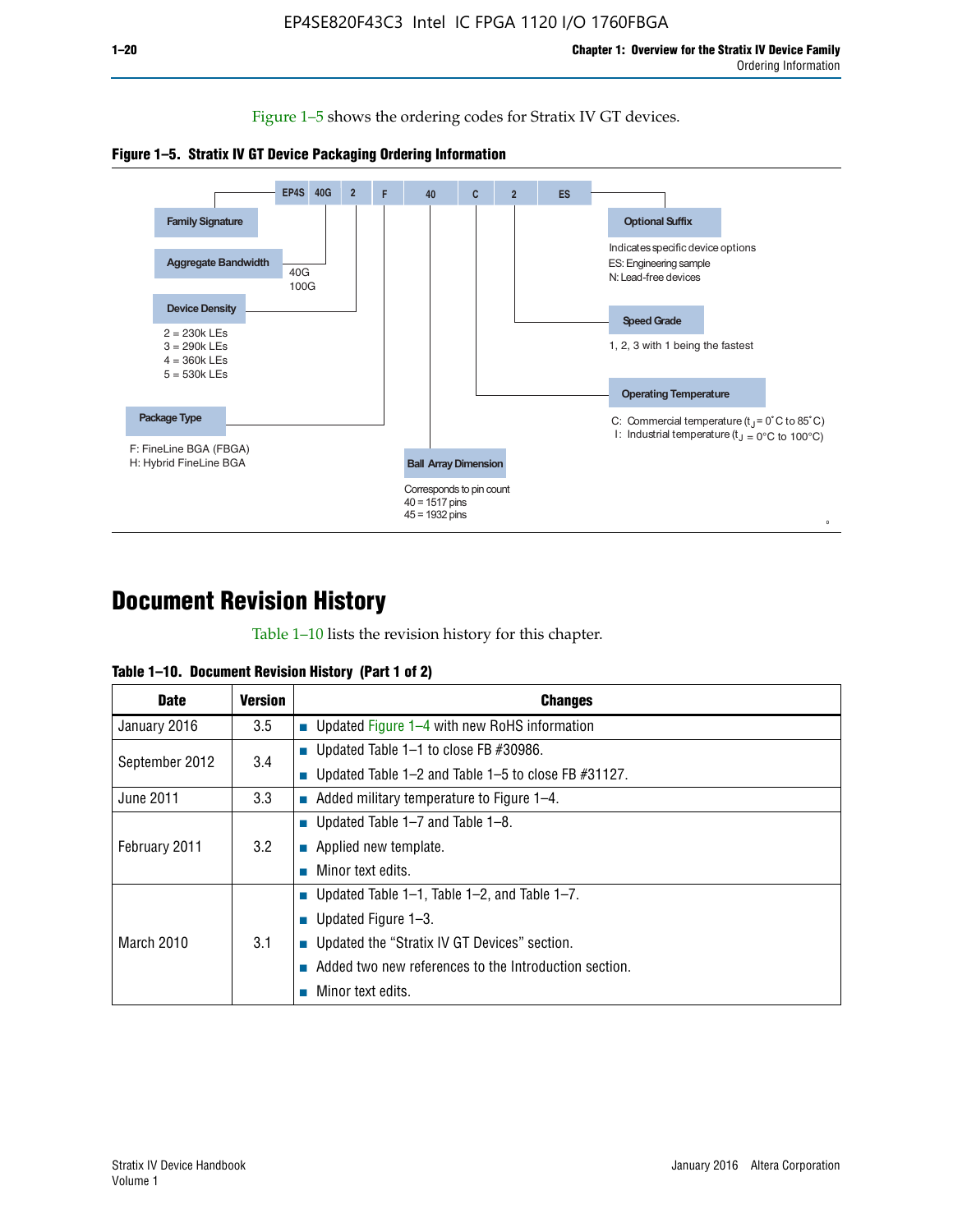Figure 1–5 shows the ordering codes for Stratix IV GT devices.

**Figure 1–5. Stratix IV GT Device Packaging Ordering Information**

EP4S 40G 2 F 40 C 2 ES

- **Family Signature**
- **Aggregate Bandwidth**: 40G, 100G
- **Device Density**: 2 = 230k LEs, 3 = 290k LEs, 4 = 360k LEs, 5 = 530k LEs
- **Package Type**: F: FineLine BGA (FBGA), H: Hybrid FineLine BGA
- **Ball Array Dimension**: Corresponds to pin count, 40 = 1517 pins, 45 = 1932 pins
- **Operating Temperature**: C: Commercial temperature ($t_J$ = 0°C to 85°C), I: Industrial temperature ($t_J$ = 0°C to 100°C)
- **Speed Grade**: 1, 2, 3 with 1 being the fastest
- **Optional Suffix**: Indicates specific device options, ES: Engineering sample, N: Lead-free devices

# Document Revision History

Table 1–10 lists the revision history for this chapter.

**Table 1–10. Document Revision History (Part 1 of 2)**

| Date | Version | Changes |
|---|---|---|
| January 2016 | 3.5 | ■ Updated Figure 1–4 with new RoHS information |
| September 2012 | 3.4 | ■ Updated Table 1–1 to close FB #30986.<br>■ Updated Table 1–2 and Table 1–5 to close FB #31127. |
| June 2011 | 3.3 | ■ Added military temperature to Figure 1–4. |
| February 2011 | 3.2 | ■ Updated Table 1–7 and Table 1–8.<br>■ Applied new template.<br>■ Minor text edits. |
| March 2010 | 3.1 | ■ Updated Table 1–1, Table 1–2, and Table 1–7.<br>■ Updated Figure 1–3.<br>■ Updated the “Stratix IV GT Devices” section.<br>■ Added two new references to the Introduction section.<br>■ Minor text edits. |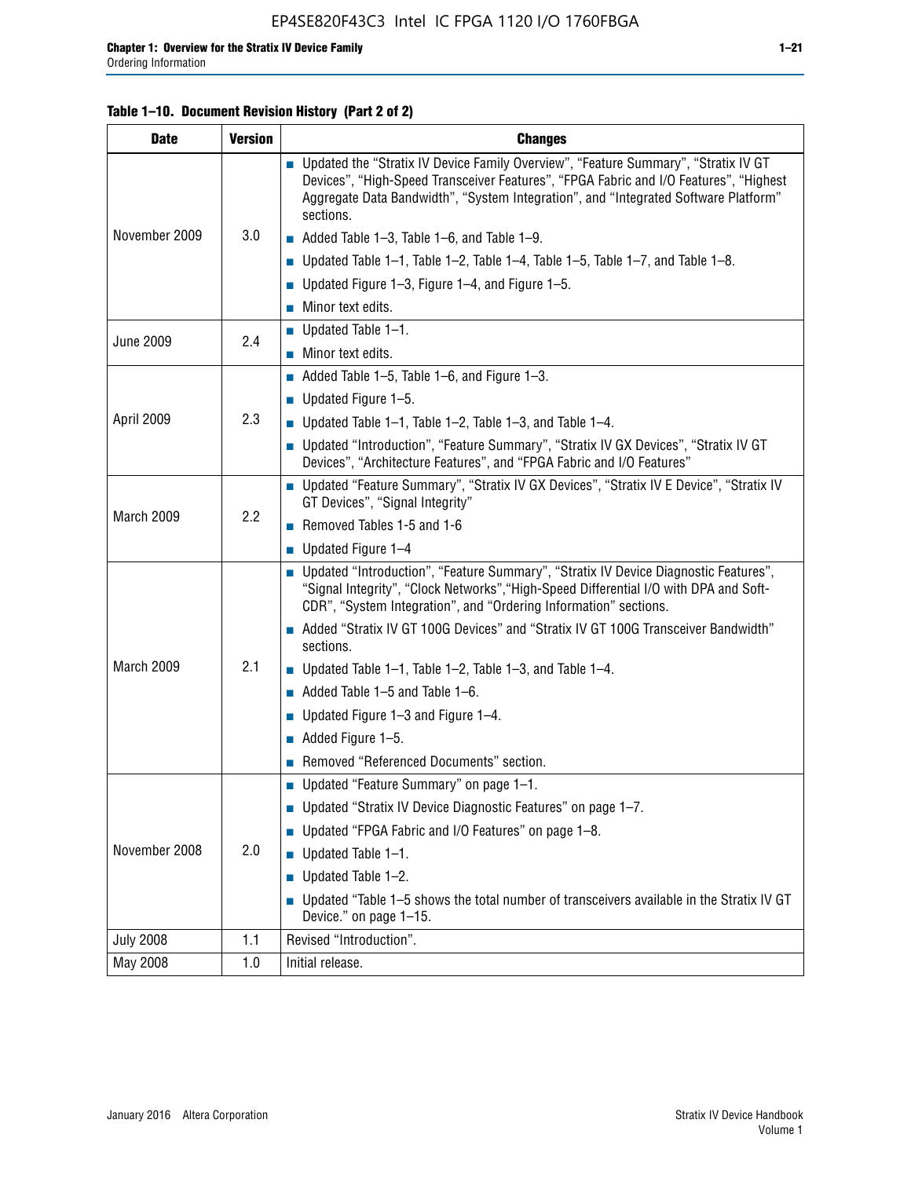**Table 1–10. Document Revision History (Part 2 of 2)**

| Date | Version | Changes |
|---|---|---|
| November 2009 | 3.0 | ■ Updated the "Stratix IV Device Family Overview", "Feature Summary", "Stratix IV GT Devices", "High-Speed Transceiver Features", "FPGA Fabric and I/O Features", "Highest Aggregate Data Bandwidth", "System Integration", and "Integrated Software Platform" sections.<br>■ Added Table 1–3, Table 1–6, and Table 1–9.<br>■ Updated Table 1–1, Table 1–2, Table 1–4, Table 1–5, Table 1–7, and Table 1–8.<br>■ Updated Figure 1–3, Figure 1–4, and Figure 1–5.<br>■ Minor text edits. |
| June 2009 | 2.4 | ■ Updated Table 1–1.<br>■ Minor text edits. |
| April 2009 | 2.3 | ■ Added Table 1–5, Table 1–6, and Figure 1–3.<br>■ Updated Figure 1–5.<br>■ Updated Table 1–1, Table 1–2, Table 1–3, and Table 1–4.<br>■ Updated "Introduction", "Feature Summary", "Stratix IV GX Devices", "Stratix IV GT Devices", "Architecture Features", and "FPGA Fabric and I/O Features" |
| March 2009 | 2.2 | ■ Updated "Feature Summary", "Stratix IV GX Devices", "Stratix IV E Device", "Stratix IV GT Devices", "Signal Integrity"<br>■ Removed Tables 1-5 and 1-6<br>■ Updated Figure 1–4 |
| March 2009 | 2.1 | ■ Updated "Introduction", "Feature Summary", "Stratix IV Device Diagnostic Features", "Signal Integrity", "Clock Networks","High-Speed Differential I/O with DPA and Soft-CDR", "System Integration", and "Ordering Information" sections.<br>■ Added "Stratix IV GT 100G Devices" and "Stratix IV GT 100G Transceiver Bandwidth" sections.<br>■ Updated Table 1–1, Table 1–2, Table 1–3, and Table 1–4.<br>■ Added Table 1–5 and Table 1–6.<br>■ Updated Figure 1–3 and Figure 1–4.<br>■ Added Figure 1–5.<br>■ Removed "Referenced Documents" section. |
| November 2008 | 2.0 | ■ Updated "Feature Summary" on page 1–1.<br>■ Updated "Stratix IV Device Diagnostic Features" on page 1–7.<br>■ Updated "FPGA Fabric and I/O Features" on page 1–8.<br>■ Updated Table 1–1.<br>■ Updated Table 1–2.<br>■ Updated "Table 1–5 shows the total number of transceivers available in the Stratix IV GT Device." on page 1–15. |
| July 2008 | 1.1 | Revised "Introduction". |
| May 2008 | 1.0 | Initial release. |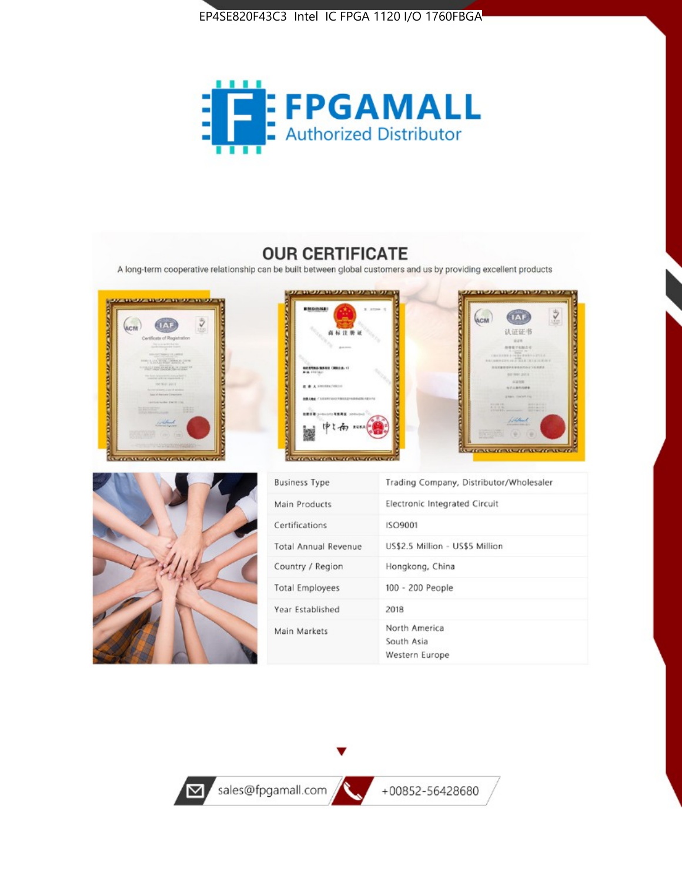FPGAMALL
Authorized Distributor

## OUR CERTIFICATE

A long-term cooperative relationship can be built between global customers and us by providing excellent products

| | |
|---|---|
| Business Type | Trading Company, Distributor/Wholesaler |
| Main Products | Electronic Integrated Circuit |
| Certifications | ISO9001 |
| Total Annual Revenue | US$2.5 Million - US$5 Million |
| Country / Region | Hongkong, China |
| Total Employees | 100 - 200 People |
| Year Established | 2018 |
| Main Markets | North America<br>South Asia<br>Western Europe |

sales@fpgamall.com

+00852-56428680